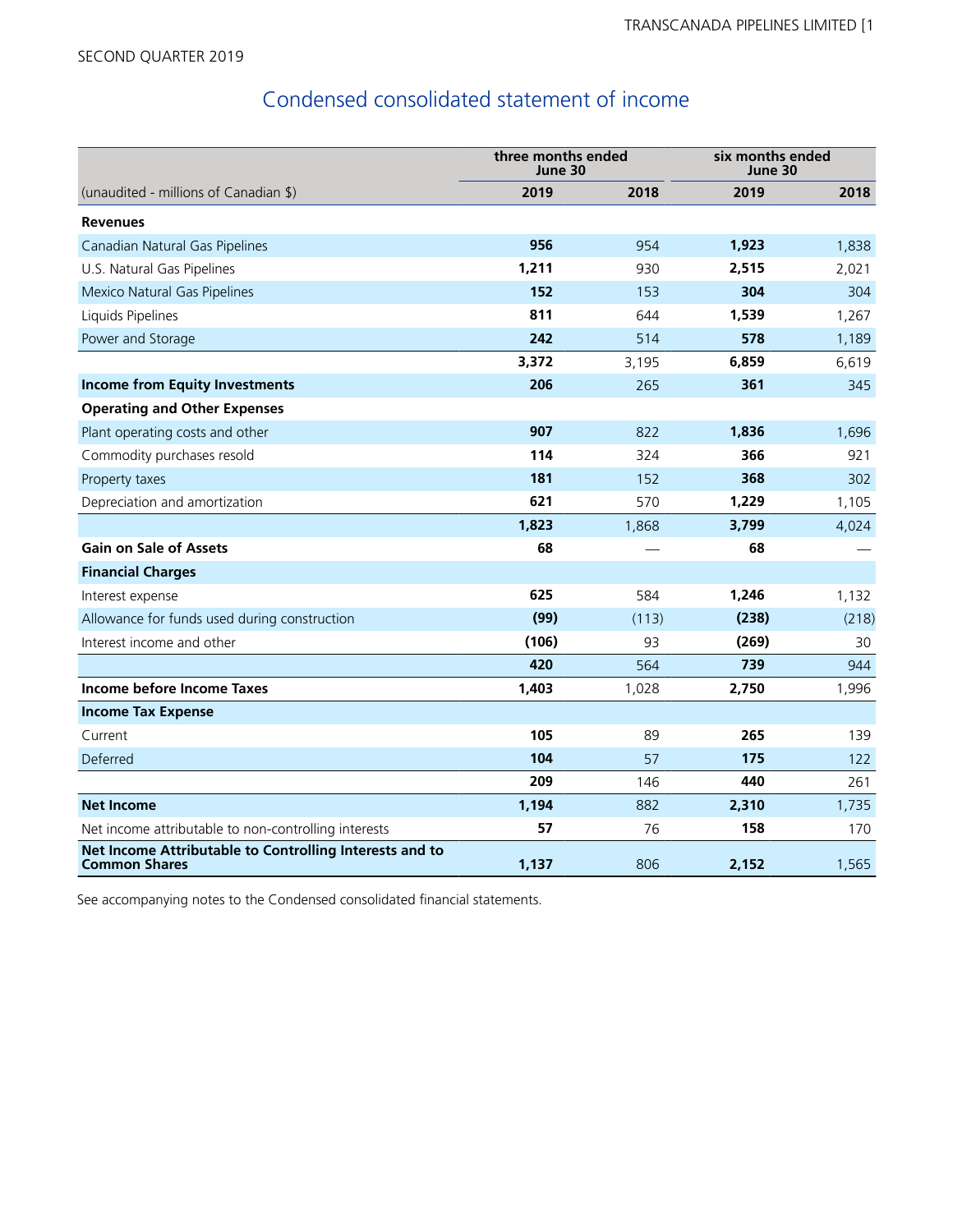SECOND QUARTER 2019

## Condensed consolidated statement of income

| | three months ended June 30 | | six months ended June 30 | |
|---|---|---|---|---|
| (unaudited - millions of Canadian $) | **2019** | 2018 | **2019** | 2018 |
| **Revenues** | | | | |
| Canadian Natural Gas Pipelines | **956** | 954 | **1,923** | 1,838 |
| U.S. Natural Gas Pipelines | **1,211** | 930 | **2,515** | 2,021 |
| Mexico Natural Gas Pipelines | **152** | 153 | **304** | 304 |
| Liquids Pipelines | **811** | 644 | **1,539** | 1,267 |
| Power and Storage | **242** | 514 | **578** | 1,189 |
| | **3,372** | 3,195 | **6,859** | 6,619 |
| **Income from Equity Investments** | **206** | 265 | **361** | 345 |
| **Operating and Other Expenses** | | | | |
| Plant operating costs and other | **907** | 822 | **1,836** | 1,696 |
| Commodity purchases resold | **114** | 324 | **366** | 921 |
| Property taxes | **181** | 152 | **368** | 302 |
| Depreciation and amortization | **621** | 570 | **1,229** | 1,105 |
| | **1,823** | 1,868 | **3,799** | 4,024 |
| **Gain on Sale of Assets** | **68** | — | **68** | — |
| **Financial Charges** | | | | |
| Interest expense | **625** | 584 | **1,246** | 1,132 |
| Allowance for funds used during construction | **(99)** | (113) | **(238)** | (218) |
| Interest income and other | **(106)** | 93 | **(269)** | 30 |
| | **420** | 564 | **739** | 944 |
| **Income before Income Taxes** | **1,403** | 1,028 | **2,750** | 1,996 |
| **Income Tax Expense** | | | | |
| Current | **105** | 89 | **265** | 139 |
| Deferred | **104** | 57 | **175** | 122 |
| | **209** | 146 | **440** | 261 |
| **Net Income** | **1,194** | 882 | **2,310** | 1,735 |
| Net income attributable to non-controlling interests | **57** | 76 | **158** | 170 |
| **Net Income Attributable to Controlling Interests and to Common Shares** | **1,137** | 806 | **2,152** | 1,565 |

See accompanying notes to the Condensed consolidated financial statements.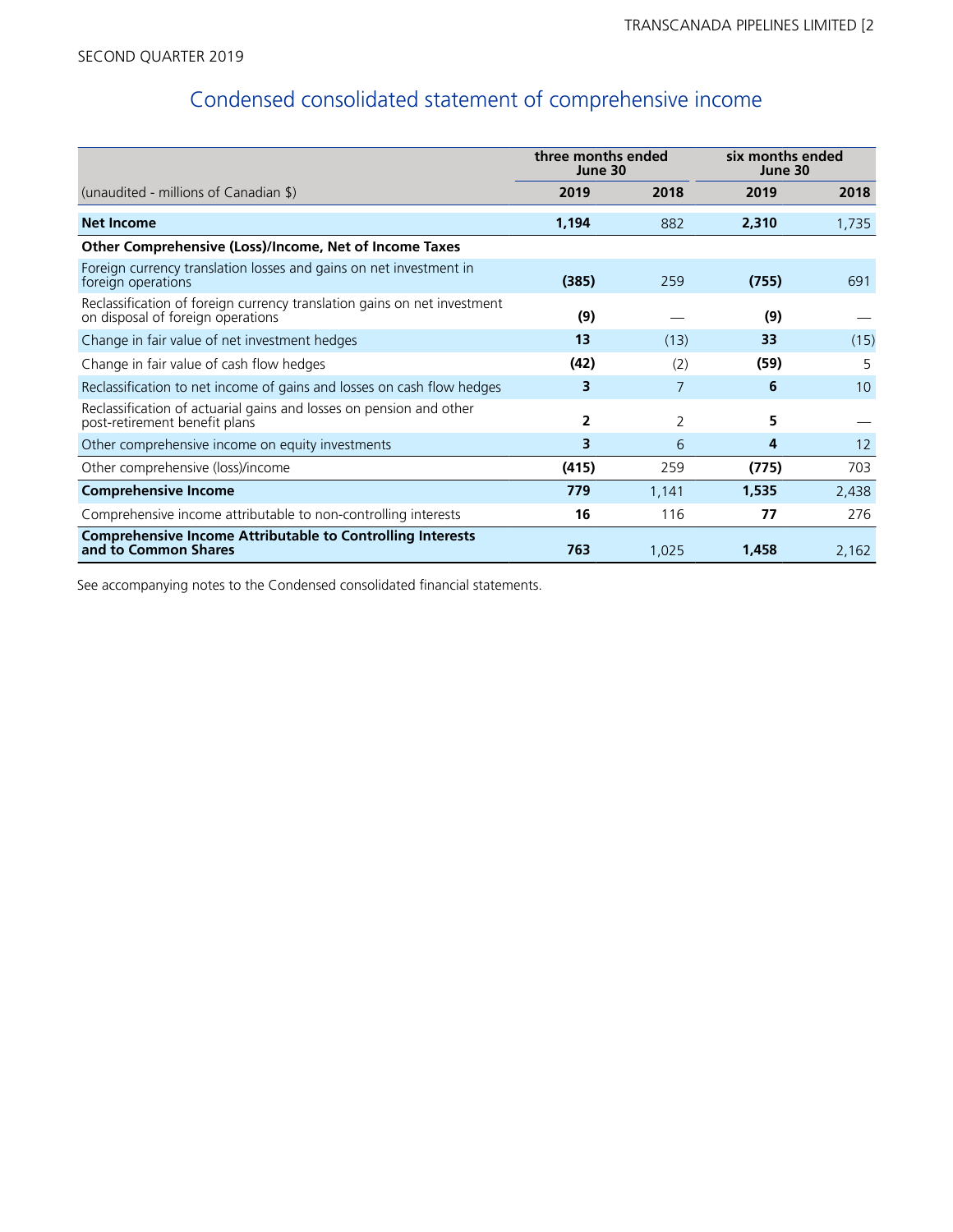SECOND QUARTER 2019

## Condensed consolidated statement of comprehensive income

| (unaudited - millions of Canadian $) | three months ended June 30 | | six months ended June 30 | |
|---|---|---|---|---|
| | **2019** | **2018** | **2019** | **2018** |
| **Net Income** | **1,194** | 882 | **2,310** | 1,735 |
| **Other Comprehensive (Loss)/Income, Net of Income Taxes** | | | | |
| Foreign currency translation losses and gains on net investment in foreign operations | **(385)** | 259 | **(755)** | 691 |
| Reclassification of foreign currency translation gains on net investment on disposal of foreign operations | **(9)** | — | **(9)** | — |
| Change in fair value of net investment hedges | **13** | (13) | **33** | (15) |
| Change in fair value of cash flow hedges | **(42)** | (2) | **(59)** | 5 |
| Reclassification to net income of gains and losses on cash flow hedges | **3** | 7 | **6** | 10 |
| Reclassification of actuarial gains and losses on pension and other post-retirement benefit plans | **2** | 2 | **5** | — |
| Other comprehensive income on equity investments | **3** | 6 | **4** | 12 |
| Other comprehensive (loss)/income | **(415)** | 259 | **(775)** | 703 |
| **Comprehensive Income** | **779** | 1,141 | **1,535** | 2,438 |
| Comprehensive income attributable to non-controlling interests | **16** | 116 | **77** | 276 |
| **Comprehensive Income Attributable to Controlling Interests and to Common Shares** | **763** | 1,025 | **1,458** | 2,162 |

See accompanying notes to the Condensed consolidated financial statements.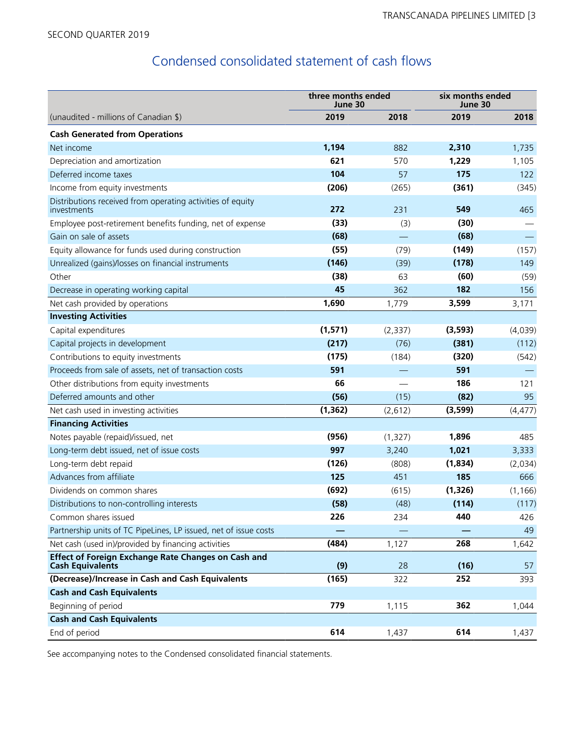SECOND QUARTER 2019

# Condensed consolidated statement of cash flows

| | three months ended June 30 | | six months ended June 30 | |
|---|---|---|---|---|
| (unaudited - millions of Canadian $) | **2019** | 2018 | **2019** | 2018 |
| **Cash Generated from Operations** | | | | |
| Net income | **1,194** | 882 | **2,310** | 1,735 |
| Depreciation and amortization | **621** | 570 | **1,229** | 1,105 |
| Deferred income taxes | **104** | 57 | **175** | 122 |
| Income from equity investments | **(206)** | (265) | **(361)** | (345) |
| Distributions received from operating activities of equity investments | **272** | 231 | **549** | 465 |
| Employee post-retirement benefits funding, net of expense | **(33)** | (3) | **(30)** | — |
| Gain on sale of assets | **(68)** | — | **(68)** | — |
| Equity allowance for funds used during construction | **(55)** | (79) | **(149)** | (157) |
| Unrealized (gains)/losses on financial instruments | **(146)** | (39) | **(178)** | 149 |
| Other | **(38)** | 63 | **(60)** | (59) |
| Decrease in operating working capital | **45** | 362 | **182** | 156 |
| Net cash provided by operations | **1,690** | 1,779 | **3,599** | 3,171 |
| **Investing Activities** | | | | |
| Capital expenditures | **(1,571)** | (2,337) | **(3,593)** | (4,039) |
| Capital projects in development | **(217)** | (76) | **(381)** | (112) |
| Contributions to equity investments | **(175)** | (184) | **(320)** | (542) |
| Proceeds from sale of assets, net of transaction costs | **591** | — | **591** | — |
| Other distributions from equity investments | **66** | — | **186** | 121 |
| Deferred amounts and other | **(56)** | (15) | **(82)** | 95 |
| Net cash used in investing activities | **(1,362)** | (2,612) | **(3,599)** | (4,477) |
| **Financing Activities** | | | | |
| Notes payable (repaid)/issued, net | **(956)** | (1,327) | **1,896** | 485 |
| Long-term debt issued, net of issue costs | **997** | 3,240 | **1,021** | 3,333 |
| Long-term debt repaid | **(126)** | (808) | **(1,834)** | (2,034) |
| Advances from affiliate | **125** | 451 | **185** | 666 |
| Dividends on common shares | **(692)** | (615) | **(1,326)** | (1,166) |
| Distributions to non-controlling interests | **(58)** | (48) | **(114)** | (117) |
| Common shares issued | **226** | 234 | **440** | 426 |
| Partnership units of TC PipeLines, LP issued, net of issue costs | **—** | — | **—** | 49 |
| Net cash (used in)/provided by financing activities | **(484)** | 1,127 | **268** | 1,642 |
| **Effect of Foreign Exchange Rate Changes on Cash and Cash Equivalents** | **(9)** | 28 | **(16)** | 57 |
| **(Decrease)/Increase in Cash and Cash Equivalents** | **(165)** | 322 | **252** | 393 |
| **Cash and Cash Equivalents** | | | | |
| Beginning of period | **779** | 1,115 | **362** | 1,044 |
| **Cash and Cash Equivalents** | | | | |
| End of period | **614** | 1,437 | **614** | 1,437 |

See accompanying notes to the Condensed consolidated financial statements.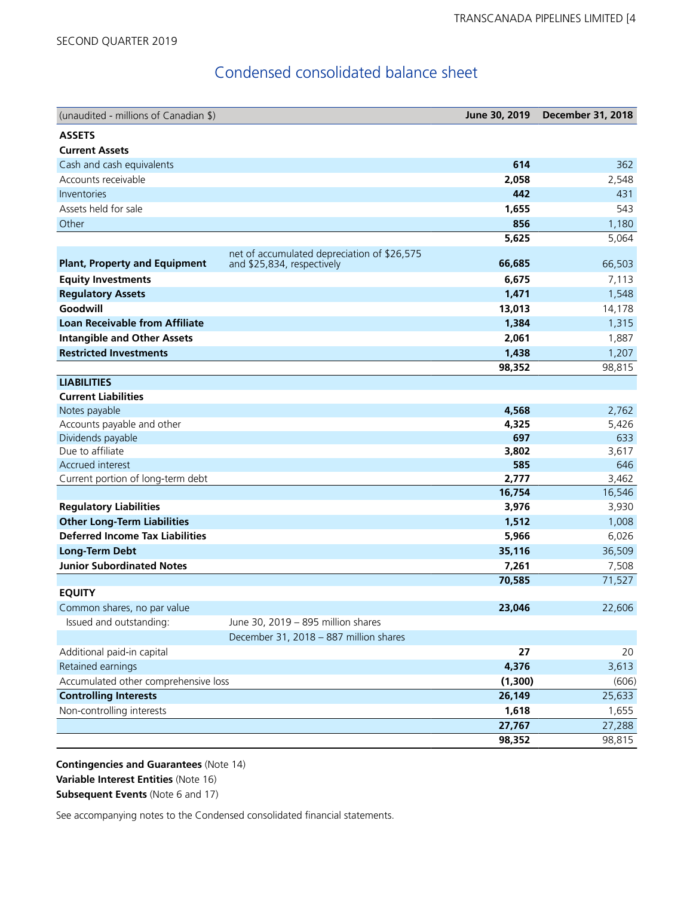SECOND QUARTER 2019

# Condensed consolidated balance sheet

| (unaudited - millions of Canadian $) | | June 30, 2019 | December 31, 2018 |
|---|---|---|---|
| **ASSETS** | | | |
| **Current Assets** | | | |
| Cash and cash equivalents | | **614** | 362 |
| Accounts receivable | | **2,058** | 2,548 |
| Inventories | | **442** | 431 |
| Assets held for sale | | **1,655** | 543 |
| Other | | **856** | 1,180 |
| | | **5,625** | 5,064 |
| **Plant, Property and Equipment** | net of accumulated depreciation of $26,575 and $25,834, respectively | **66,685** | 66,503 |
| **Equity Investments** | | **6,675** | 7,113 |
| **Regulatory Assets** | | **1,471** | 1,548 |
| **Goodwill** | | **13,013** | 14,178 |
| **Loan Receivable from Affiliate** | | **1,384** | 1,315 |
| **Intangible and Other Assets** | | **2,061** | 1,887 |
| **Restricted Investments** | | **1,438** | 1,207 |
| | | **98,352** | 98,815 |
| **LIABILITIES** | | | |
| **Current Liabilities** | | | |
| Notes payable | | **4,568** | 2,762 |
| Accounts payable and other | | **4,325** | 5,426 |
| Dividends payable | | **697** | 633 |
| Due to affiliate | | **3,802** | 3,617 |
| Accrued interest | | **585** | 646 |
| Current portion of long-term debt | | **2,777** | 3,462 |
| | | **16,754** | 16,546 |
| **Regulatory Liabilities** | | **3,976** | 3,930 |
| **Other Long-Term Liabilities** | | **1,512** | 1,008 |
| **Deferred Income Tax Liabilities** | | **5,966** | 6,026 |
| **Long-Term Debt** | | **35,116** | 36,509 |
| **Junior Subordinated Notes** | | **7,261** | 7,508 |
| | | **70,585** | 71,527 |
| **EQUITY** | | | |
| Common shares, no par value | | **23,046** | 22,606 |
| Issued and outstanding: | June 30, 2019 – 895 million shares | | |
| | December 31, 2018 – 887 million shares | | |
| Additional paid-in capital | | **27** | 20 |
| Retained earnings | | **4,376** | 3,613 |
| Accumulated other comprehensive loss | | **(1,300)** | (606) |
| **Controlling Interests** | | **26,149** | 25,633 |
| Non-controlling interests | | **1,618** | 1,655 |
| | | **27,767** | 27,288 |
| | | **98,352** | 98,815 |

**Contingencies and Guarantees** (Note 14)
**Variable Interest Entities** (Note 16)
**Subsequent Events** (Note 6 and 17)

See accompanying notes to the Condensed consolidated financial statements.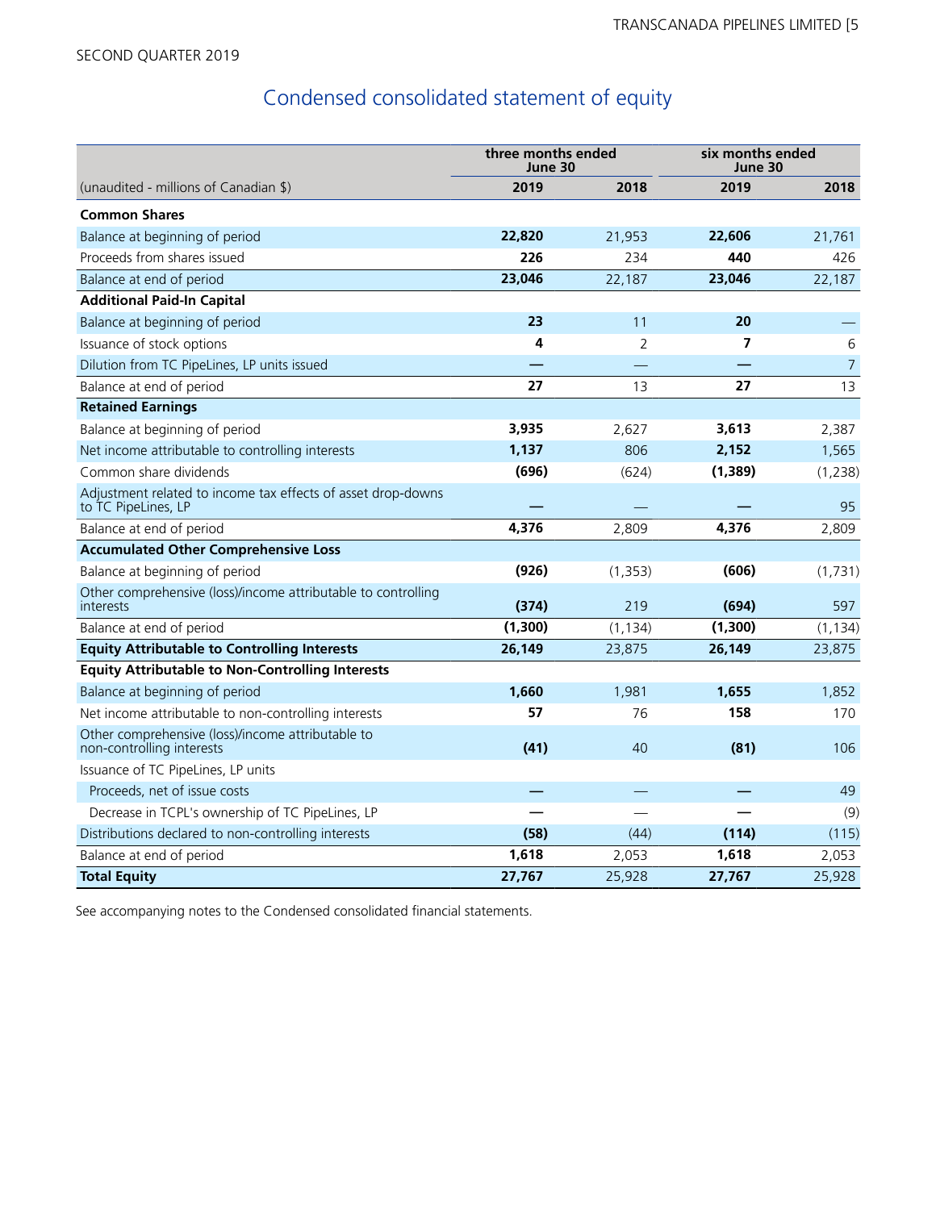SECOND QUARTER 2019

# Condensed consolidated statement of equity

| (unaudited - millions of Canadian $) | three months ended June 30 | | six months ended June 30 | |
|---|---|---|---|---|
| | **2019** | **2018** | **2019** | **2018** |
| **Common Shares** | | | | |
| Balance at beginning of period | **22,820** | 21,953 | **22,606** | 21,761 |
| Proceeds from shares issued | **226** | 234 | **440** | 426 |
| Balance at end of period | **23,046** | 22,187 | **23,046** | 22,187 |
| **Additional Paid-In Capital** | | | | |
| Balance at beginning of period | **23** | 11 | **20** | — |
| Issuance of stock options | **4** | 2 | **7** | 6 |
| Dilution from TC PipeLines, LP units issued | **—** | — | **—** | 7 |
| Balance at end of period | **27** | 13 | **27** | 13 |
| **Retained Earnings** | | | | |
| Balance at beginning of period | **3,935** | 2,627 | **3,613** | 2,387 |
| Net income attributable to controlling interests | **1,137** | 806 | **2,152** | 1,565 |
| Common share dividends | **(696)** | (624) | **(1,389)** | (1,238) |
| Adjustment related to income tax effects of asset drop-downs to TC PipeLines, LP | **—** | — | **—** | 95 |
| Balance at end of period | **4,376** | 2,809 | **4,376** | 2,809 |
| **Accumulated Other Comprehensive Loss** | | | | |
| Balance at beginning of period | **(926)** | (1,353) | **(606)** | (1,731) |
| Other comprehensive (loss)/income attributable to controlling interests | **(374)** | 219 | **(694)** | 597 |
| Balance at end of period | **(1,300)** | (1,134) | **(1,300)** | (1,134) |
| **Equity Attributable to Controlling Interests** | **26,149** | 23,875 | **26,149** | 23,875 |
| **Equity Attributable to Non-Controlling Interests** | | | | |
| Balance at beginning of period | **1,660** | 1,981 | **1,655** | 1,852 |
| Net income attributable to non-controlling interests | **57** | 76 | **158** | 170 |
| Other comprehensive (loss)/income attributable to non-controlling interests | **(41)** | 40 | **(81)** | 106 |
| Issuance of TC PipeLines, LP units | | | | |
| Proceeds, net of issue costs | **—** | — | **—** | 49 |
| Decrease in TCPL's ownership of TC PipeLines, LP | **—** | — | **—** | (9) |
| Distributions declared to non-controlling interests | **(58)** | (44) | **(114)** | (115) |
| Balance at end of period | **1,618** | 2,053 | **1,618** | 2,053 |
| **Total Equity** | **27,767** | 25,928 | **27,767** | 25,928 |

See accompanying notes to the Condensed consolidated financial statements.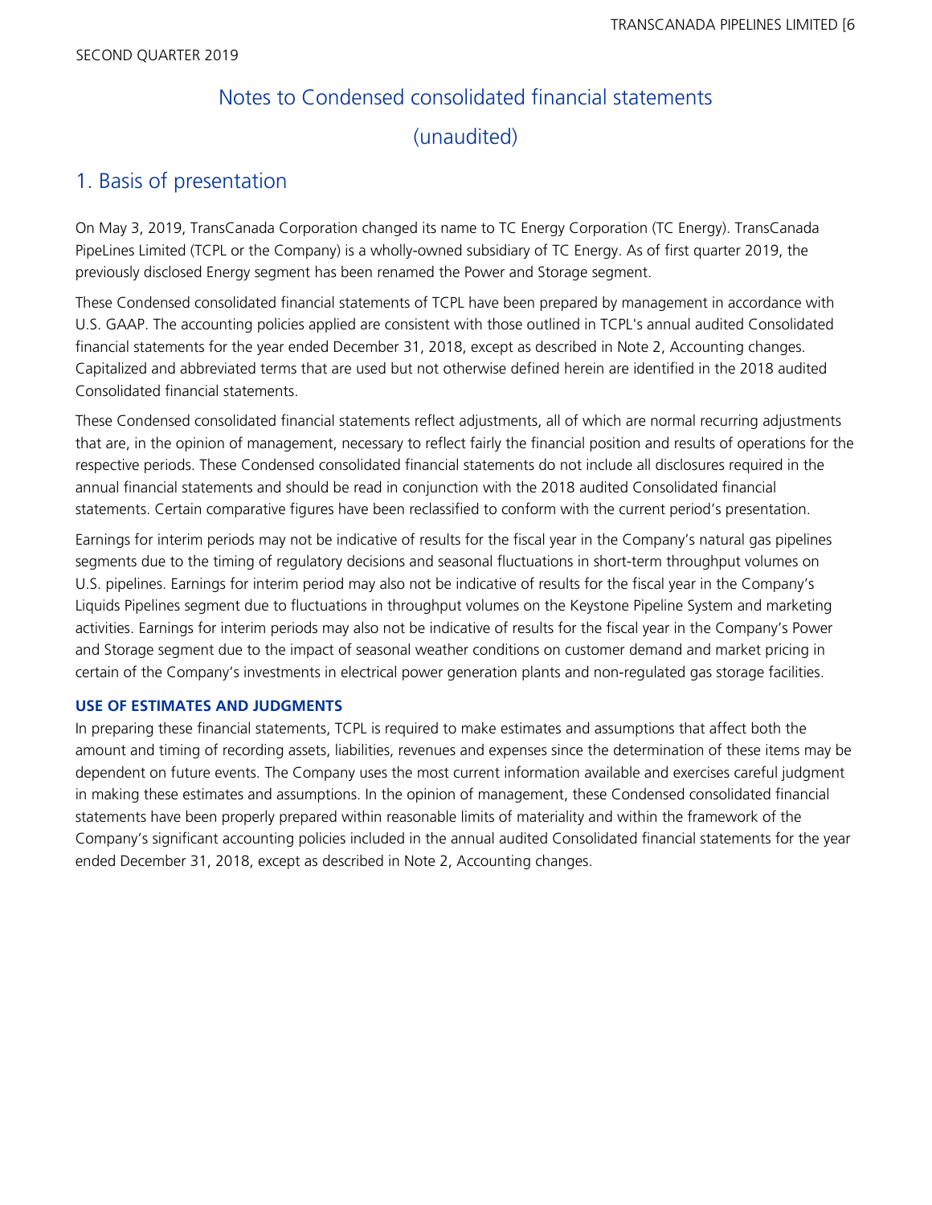# Notes to Condensed consolidated financial statements

(unaudited)

## 1. Basis of presentation

On May 3, 2019, TransCanada Corporation changed its name to TC Energy Corporation (TC Energy). TransCanada PipeLines Limited (TCPL or the Company) is a wholly-owned subsidiary of TC Energy. As of first quarter 2019, the previously disclosed Energy segment has been renamed the Power and Storage segment.

These Condensed consolidated financial statements of TCPL have been prepared by management in accordance with U.S. GAAP. The accounting policies applied are consistent with those outlined in TCPL's annual audited Consolidated financial statements for the year ended December 31, 2018, except as described in Note 2, Accounting changes. Capitalized and abbreviated terms that are used but not otherwise defined herein are identified in the 2018 audited Consolidated financial statements.

These Condensed consolidated financial statements reflect adjustments, all of which are normal recurring adjustments that are, in the opinion of management, necessary to reflect fairly the financial position and results of operations for the respective periods. These Condensed consolidated financial statements do not include all disclosures required in the annual financial statements and should be read in conjunction with the 2018 audited Consolidated financial statements. Certain comparative figures have been reclassified to conform with the current period's presentation.

Earnings for interim periods may not be indicative of results for the fiscal year in the Company's natural gas pipelines segments due to the timing of regulatory decisions and seasonal fluctuations in short-term throughput volumes on U.S. pipelines. Earnings for interim period may also not be indicative of results for the fiscal year in the Company's Liquids Pipelines segment due to fluctuations in throughput volumes on the Keystone Pipeline System and marketing activities. Earnings for interim periods may also not be indicative of results for the fiscal year in the Company's Power and Storage segment due to the impact of seasonal weather conditions on customer demand and market pricing in certain of the Company's investments in electrical power generation plants and non-regulated gas storage facilities.

### USE OF ESTIMATES AND JUDGMENTS

In preparing these financial statements, TCPL is required to make estimates and assumptions that affect both the amount and timing of recording assets, liabilities, revenues and expenses since the determination of these items may be dependent on future events. The Company uses the most current information available and exercises careful judgment in making these estimates and assumptions. In the opinion of management, these Condensed consolidated financial statements have been properly prepared within reasonable limits of materiality and within the framework of the Company's significant accounting policies included in the annual audited Consolidated financial statements for the year ended December 31, 2018, except as described in Note 2, Accounting changes.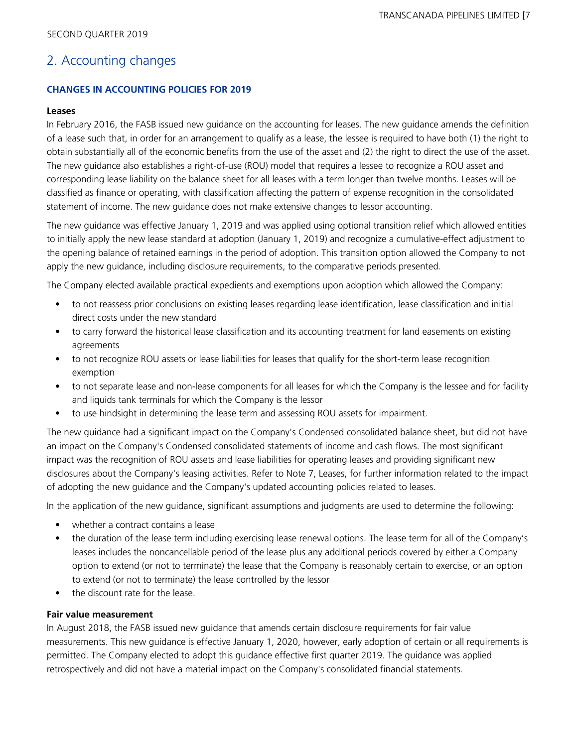## 2. Accounting changes

### CHANGES IN ACCOUNTING POLICIES FOR 2019

**Leases**

In February 2016, the FASB issued new guidance on the accounting for leases. The new guidance amends the definition of a lease such that, in order for an arrangement to qualify as a lease, the lessee is required to have both (1) the right to obtain substantially all of the economic benefits from the use of the asset and (2) the right to direct the use of the asset. The new guidance also establishes a right-of-use (ROU) model that requires a lessee to recognize a ROU asset and corresponding lease liability on the balance sheet for all leases with a term longer than twelve months. Leases will be classified as finance or operating, with classification affecting the pattern of expense recognition in the consolidated statement of income. The new guidance does not make extensive changes to lessor accounting.

The new guidance was effective January 1, 2019 and was applied using optional transition relief which allowed entities to initially apply the new lease standard at adoption (January 1, 2019) and recognize a cumulative-effect adjustment to the opening balance of retained earnings in the period of adoption. This transition option allowed the Company to not apply the new guidance, including disclosure requirements, to the comparative periods presented.

The Company elected available practical expedients and exemptions upon adoption which allowed the Company:

- to not reassess prior conclusions on existing leases regarding lease identification, lease classification and initial direct costs under the new standard
- to carry forward the historical lease classification and its accounting treatment for land easements on existing agreements
- to not recognize ROU assets or lease liabilities for leases that qualify for the short-term lease recognition exemption
- to not separate lease and non-lease components for all leases for which the Company is the lessee and for facility and liquids tank terminals for which the Company is the lessor
- to use hindsight in determining the lease term and assessing ROU assets for impairment.

The new guidance had a significant impact on the Company's Condensed consolidated balance sheet, but did not have an impact on the Company's Condensed consolidated statements of income and cash flows. The most significant impact was the recognition of ROU assets and lease liabilities for operating leases and providing significant new disclosures about the Company's leasing activities. Refer to Note 7, Leases, for further information related to the impact of adopting the new guidance and the Company's updated accounting policies related to leases.

In the application of the new guidance, significant assumptions and judgments are used to determine the following:

- whether a contract contains a lease
- the duration of the lease term including exercising lease renewal options. The lease term for all of the Company's leases includes the noncancellable period of the lease plus any additional periods covered by either a Company option to extend (or not to terminate) the lease that the Company is reasonably certain to exercise, or an option to extend (or not to terminate) the lease controlled by the lessor
- the discount rate for the lease.

**Fair value measurement**

In August 2018, the FASB issued new guidance that amends certain disclosure requirements for fair value measurements. This new guidance is effective January 1, 2020, however, early adoption of certain or all requirements is permitted. The Company elected to adopt this guidance effective first quarter 2019. The guidance was applied retrospectively and did not have a material impact on the Company's consolidated financial statements.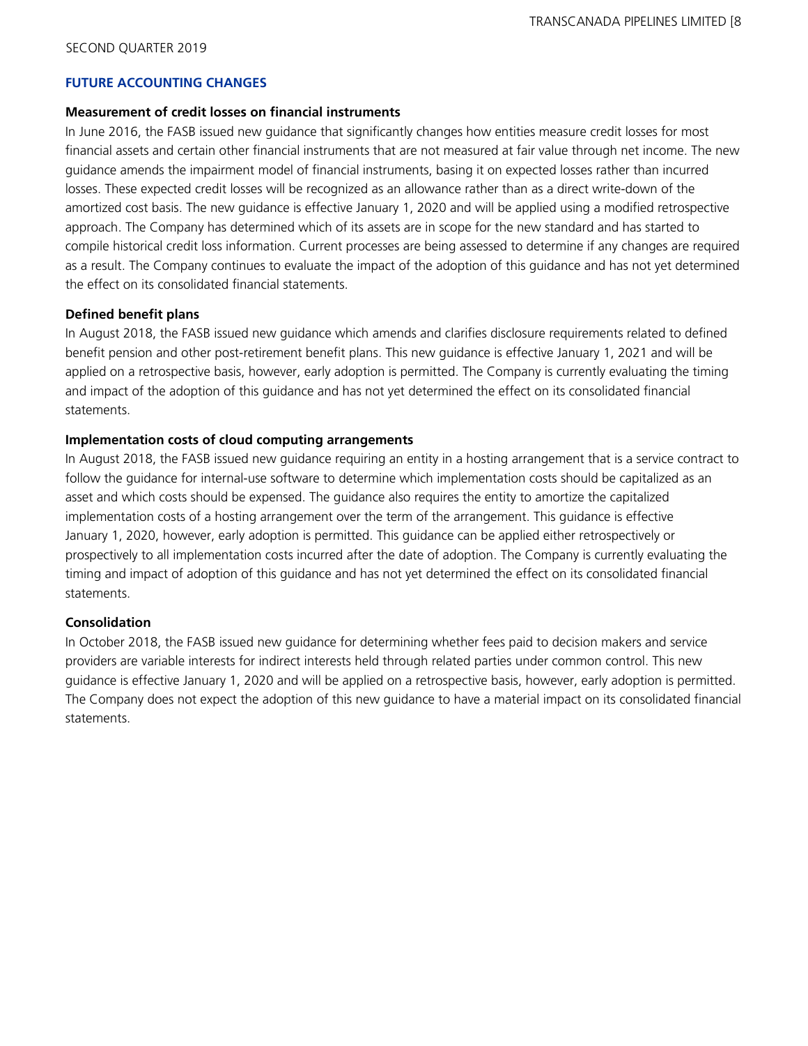## FUTURE ACCOUNTING CHANGES

### Measurement of credit losses on financial instruments

In June 2016, the FASB issued new guidance that significantly changes how entities measure credit losses for most financial assets and certain other financial instruments that are not measured at fair value through net income. The new guidance amends the impairment model of financial instruments, basing it on expected losses rather than incurred losses. These expected credit losses will be recognized as an allowance rather than as a direct write-down of the amortized cost basis. The new guidance is effective January 1, 2020 and will be applied using a modified retrospective approach. The Company has determined which of its assets are in scope for the new standard and has started to compile historical credit loss information. Current processes are being assessed to determine if any changes are required as a result. The Company continues to evaluate the impact of the adoption of this guidance and has not yet determined the effect on its consolidated financial statements.

### Defined benefit plans

In August 2018, the FASB issued new guidance which amends and clarifies disclosure requirements related to defined benefit pension and other post-retirement benefit plans. This new guidance is effective January 1, 2021 and will be applied on a retrospective basis, however, early adoption is permitted. The Company is currently evaluating the timing and impact of the adoption of this guidance and has not yet determined the effect on its consolidated financial statements.

### Implementation costs of cloud computing arrangements

In August 2018, the FASB issued new guidance requiring an entity in a hosting arrangement that is a service contract to follow the guidance for internal-use software to determine which implementation costs should be capitalized as an asset and which costs should be expensed. The guidance also requires the entity to amortize the capitalized implementation costs of a hosting arrangement over the term of the arrangement. This guidance is effective January 1, 2020, however, early adoption is permitted. This guidance can be applied either retrospectively or prospectively to all implementation costs incurred after the date of adoption. The Company is currently evaluating the timing and impact of adoption of this guidance and has not yet determined the effect on its consolidated financial statements.

### Consolidation

In October 2018, the FASB issued new guidance for determining whether fees paid to decision makers and service providers are variable interests for indirect interests held through related parties under common control. This new guidance is effective January 1, 2020 and will be applied on a retrospective basis, however, early adoption is permitted. The Company does not expect the adoption of this new guidance to have a material impact on its consolidated financial statements.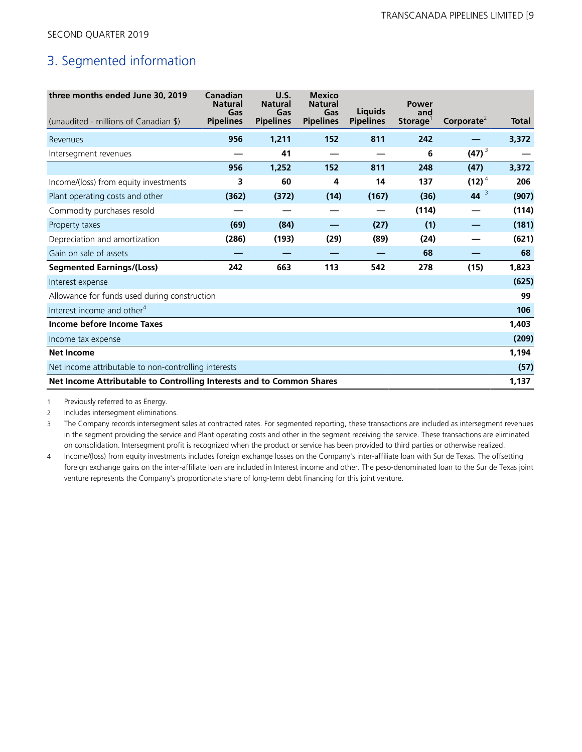SECOND QUARTER 2019

## 3. Segmented information

| three months ended June 30, 2019 (unaudited - millions of Canadian $) | Canadian Natural Gas Pipelines | U.S. Natural Gas Pipelines | Mexico Natural Gas Pipelines | Liquids Pipelines | Power and Storage[1] | Corporate[2] | Total |
|---|---|---|---|---|---|---|---|
| Revenues | 956 | 1,211 | 152 | 811 | 242 | — | 3,372 |
| Intersegment revenues | — | 41 | — | — | 6 | (47) [3] | — |
| | 956 | 1,252 | 152 | 811 | 248 | (47) | 3,372 |
| Income/(loss) from equity investments | 3 | 60 | 4 | 14 | 137 | (12) [4] | 206 |
| Plant operating costs and other | (362) | (372) | (14) | (167) | (36) | 44 [3] | (907) |
| Commodity purchases resold | — | — | — | — | (114) | — | (114) |
| Property taxes | (69) | (84) | — | (27) | (1) | — | (181) |
| Depreciation and amortization | (286) | (193) | (29) | (89) | (24) | — | (621) |
| Gain on sale of assets | — | — | — | — | 68 | — | 68 |
| **Segmented Earnings/(Loss)** | **242** | **663** | **113** | **542** | **278** | **(15)** | **1,823** |
| Interest expense | | | | | | | (625) |
| Allowance for funds used during construction | | | | | | | 99 |
| Interest income and other[4] | | | | | | | 106 |
| **Income before Income Taxes** | | | | | | | **1,403** |
| Income tax expense | | | | | | | (209) |
| **Net Income** | | | | | | | **1,194** |
| Net income attributable to non-controlling interests | | | | | | | (57) |
| **Net Income Attributable to Controlling Interests and to Common Shares** | | | | | | | **1,137** |

1 Previously referred to as Energy.

2 Includes intersegment eliminations.

3 The Company records intersegment sales at contracted rates. For segmented reporting, these transactions are included as intersegment revenues in the segment providing the service and Plant operating costs and other in the segment receiving the service. These transactions are eliminated on consolidation. Intersegment profit is recognized when the product or service has been provided to third parties or otherwise realized.

4 Income/(loss) from equity investments includes foreign exchange losses on the Company's inter-affiliate loan with Sur de Texas. The offsetting foreign exchange gains on the inter-affiliate loan are included in Interest income and other. The peso-denominated loan to the Sur de Texas joint venture represents the Company's proportionate share of long-term debt financing for this joint venture.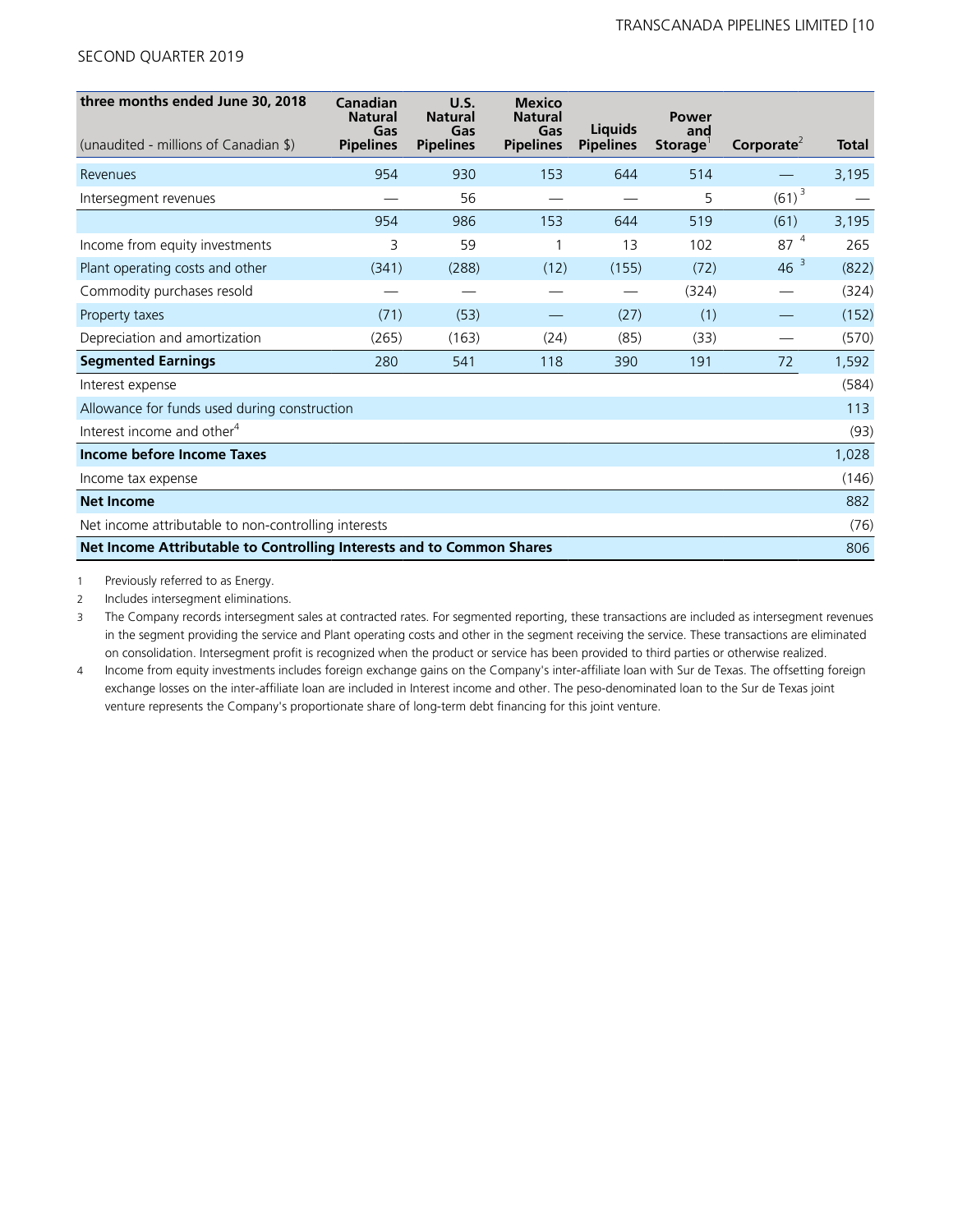| three months ended June 30, 2018<br>(unaudited - millions of Canadian $) | Canadian Natural Gas Pipelines | U.S. Natural Gas Pipelines | Mexico Natural Gas Pipelines | Liquids Pipelines | Power and Storage[1] | Corporate[2] | Total |
|---|---|---|---|---|---|---|---|
| Revenues | 954 | 930 | 153 | 644 | 514 | — | 3,195 |
| Intersegment revenues | — | 56 | — | — | 5 | (61) [3] | — |
| | 954 | 986 | 153 | 644 | 519 | (61) | 3,195 |
| Income from equity investments | 3 | 59 | 1 | 13 | 102 | 87 [4] | 265 |
| Plant operating costs and other | (341) | (288) | (12) | (155) | (72) | 46 [3] | (822) |
| Commodity purchases resold | — | — | — | — | (324) | — | (324) |
| Property taxes | (71) | (53) | — | (27) | (1) | — | (152) |
| Depreciation and amortization | (265) | (163) | (24) | (85) | (33) | — | (570) |
| **Segmented Earnings** | 280 | 541 | 118 | 390 | 191 | 72 | 1,592 |
| Interest expense | | | | | | | (584) |
| Allowance for funds used during construction | | | | | | | 113 |
| Interest income and other[4] | | | | | | | (93) |
| **Income before Income Taxes** | | | | | | | 1,028 |
| Income tax expense | | | | | | | (146) |
| **Net Income** | | | | | | | 882 |
| Net income attributable to non-controlling interests | | | | | | | (76) |
| **Net Income Attributable to Controlling Interests and to Common Shares** | | | | | | | 806 |

1 Previously referred to as Energy.

2 Includes intersegment eliminations.

3 The Company records intersegment sales at contracted rates. For segmented reporting, these transactions are included as intersegment revenues in the segment providing the service and Plant operating costs and other in the segment receiving the service. These transactions are eliminated on consolidation. Intersegment profit is recognized when the product or service has been provided to third parties or otherwise realized.

4 Income from equity investments includes foreign exchange gains on the Company's inter-affiliate loan with Sur de Texas. The offsetting foreign exchange losses on the inter-affiliate loan are included in Interest income and other. The peso-denominated loan to the Sur de Texas joint venture represents the Company's proportionate share of long-term debt financing for this joint venture.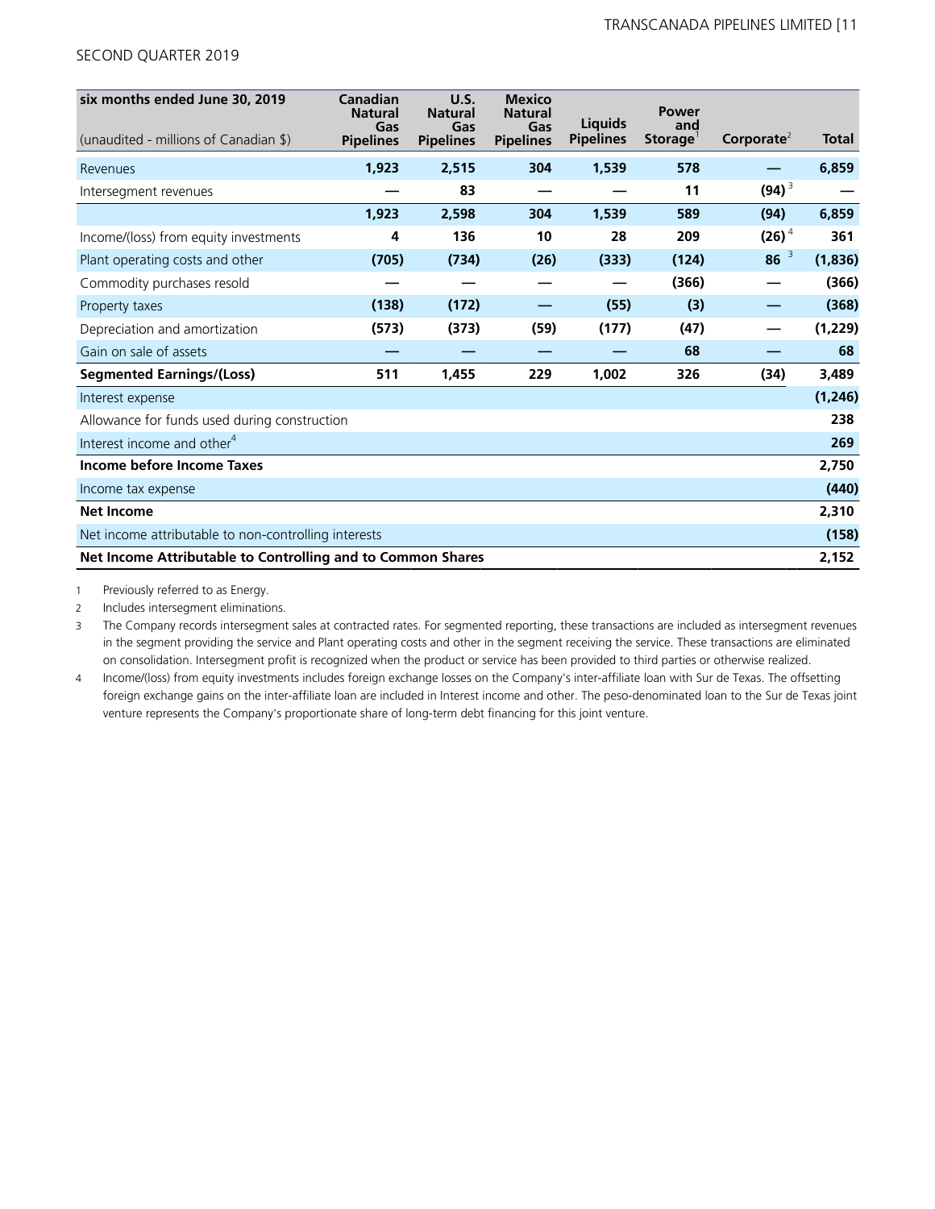| six months ended June 30, 2019 (unaudited - millions of Canadian $) | Canadian Natural Gas Pipelines | U.S. Natural Gas Pipelines | Mexico Natural Gas Pipelines | Liquids Pipelines | Power and Storage[1] | Corporate[2] | Total |
|---|---|---|---|---|---|---|---|
| Revenues | 1,923 | 2,515 | 304 | 1,539 | 578 | — | 6,859 |
| Intersegment revenues | — | 83 | — | — | 11 | (94) [3] | — |
| | 1,923 | 2,598 | 304 | 1,539 | 589 | (94) | 6,859 |
| Income/(loss) from equity investments | 4 | 136 | 10 | 28 | 209 | (26) [4] | 361 |
| Plant operating costs and other | (705) | (734) | (26) | (333) | (124) | 86 [3] | (1,836) |
| Commodity purchases resold | — | — | — | — | (366) | — | (366) |
| Property taxes | (138) | (172) | — | (55) | (3) | — | (368) |
| Depreciation and amortization | (573) | (373) | (59) | (177) | (47) | — | (1,229) |
| Gain on sale of assets | — | — | — | — | 68 | — | 68 |
| **Segmented Earnings/(Loss)** | 511 | 1,455 | 229 | 1,002 | 326 | (34) | 3,489 |
| Interest expense | | | | | | | (1,246) |
| Allowance for funds used during construction | | | | | | | 238 |
| Interest income and other[4] | | | | | | | 269 |
| **Income before Income Taxes** | | | | | | | 2,750 |
| Income tax expense | | | | | | | (440) |
| **Net Income** | | | | | | | 2,310 |
| Net income attributable to non-controlling interests | | | | | | | (158) |
| **Net Income Attributable to Controlling and to Common Shares** | | | | | | | 2,152 |

1 Previously referred to as Energy.

2 Includes intersegment eliminations.

3 The Company records intersegment sales at contracted rates. For segmented reporting, these transactions are included as intersegment revenues in the segment providing the service and Plant operating costs and other in the segment receiving the service. These transactions are eliminated on consolidation. Intersegment profit is recognized when the product or service has been provided to third parties or otherwise realized.

4 Income/(loss) from equity investments includes foreign exchange losses on the Company's inter-affiliate loan with Sur de Texas. The offsetting foreign exchange gains on the inter-affiliate loan are included in Interest income and other. The peso-denominated loan to the Sur de Texas joint venture represents the Company's proportionate share of long-term debt financing for this joint venture.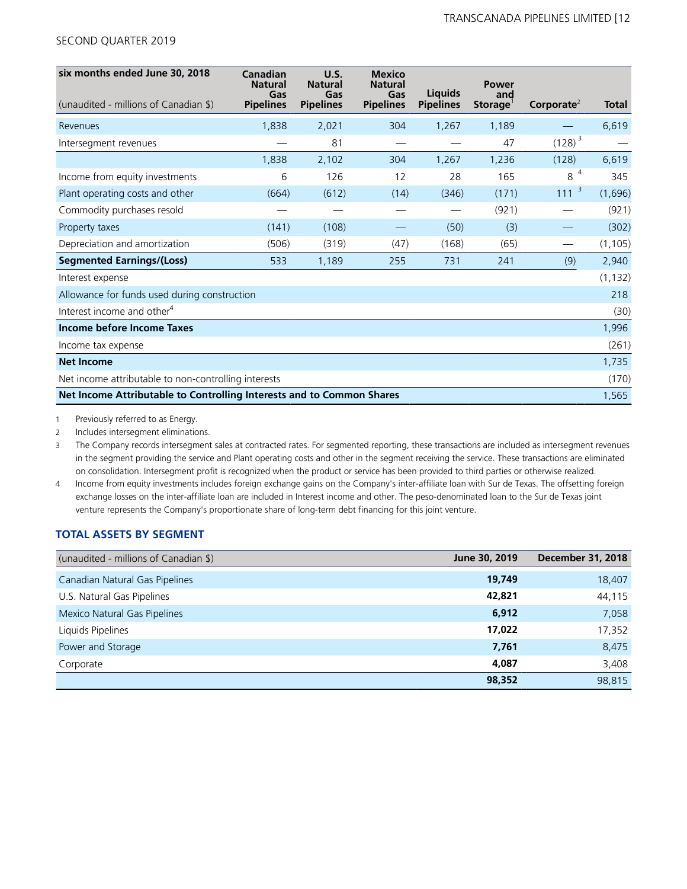SECOND QUARTER 2019

| six months ended June 30, 2018<br>(unaudited - millions of Canadian $) | Canadian Natural Gas Pipelines | U.S. Natural Gas Pipelines | Mexico Natural Gas Pipelines | Liquids Pipelines | Power and Storage[1] | Corporate[2] | Total |
|---|---|---|---|---|---|---|---|
| Revenues | 1,838 | 2,021 | 304 | 1,267 | 1,189 | — | 6,619 |
| Intersegment revenues | — | 81 | — | — | 47 | (128) [3] | — |
| | 1,838 | 2,102 | 304 | 1,267 | 1,236 | (128) | 6,619 |
| Income from equity investments | 6 | 126 | 12 | 28 | 165 | 8 [4] | 345 |
| Plant operating costs and other | (664) | (612) | (14) | (346) | (171) | 111 [3] | (1,696) |
| Commodity purchases resold | — | — | — | — | (921) | — | (921) |
| Property taxes | (141) | (108) | — | (50) | (3) | — | (302) |
| Depreciation and amortization | (506) | (319) | (47) | (168) | (65) | — | (1,105) |
| **Segmented Earnings/(Loss)** | 533 | 1,189 | 255 | 731 | 241 | (9) | 2,940 |
| Interest expense | | | | | | | (1,132) |
| Allowance for funds used during construction | | | | | | | 218 |
| Interest income and other[4] | | | | | | | (30) |
| **Income before Income Taxes** | | | | | | | 1,996 |
| Income tax expense | | | | | | | (261) |
| **Net Income** | | | | | | | 1,735 |
| Net income attributable to non-controlling interests | | | | | | | (170) |
| **Net Income Attributable to Controlling Interests and to Common Shares** | | | | | | | 1,565 |

1 Previously referred to as Energy.

2 Includes intersegment eliminations.

3 The Company records intersegment sales at contracted rates. For segmented reporting, these transactions are included as intersegment revenues in the segment providing the service and Plant operating costs and other in the segment receiving the service. These transactions are eliminated on consolidation. Intersegment profit is recognized when the product or service has been provided to third parties or otherwise realized.

4 Income from equity investments includes foreign exchange gains on the Company's inter-affiliate loan with Sur de Texas. The offsetting foreign exchange losses on the inter-affiliate loan are included in Interest income and other. The peso-denominated loan to the Sur de Texas joint venture represents the Company's proportionate share of long-term debt financing for this joint venture.

## TOTAL ASSETS BY SEGMENT

| (unaudited - millions of Canadian $) | June 30, 2019 | December 31, 2018 |
|---|---|---|
| Canadian Natural Gas Pipelines | **19,749** | 18,407 |
| U.S. Natural Gas Pipelines | **42,821** | 44,115 |
| Mexico Natural Gas Pipelines | **6,912** | 7,058 |
| Liquids Pipelines | **17,022** | 17,352 |
| Power and Storage | **7,761** | 8,475 |
| Corporate | **4,087** | 3,408 |
| | **98,352** | 98,815 |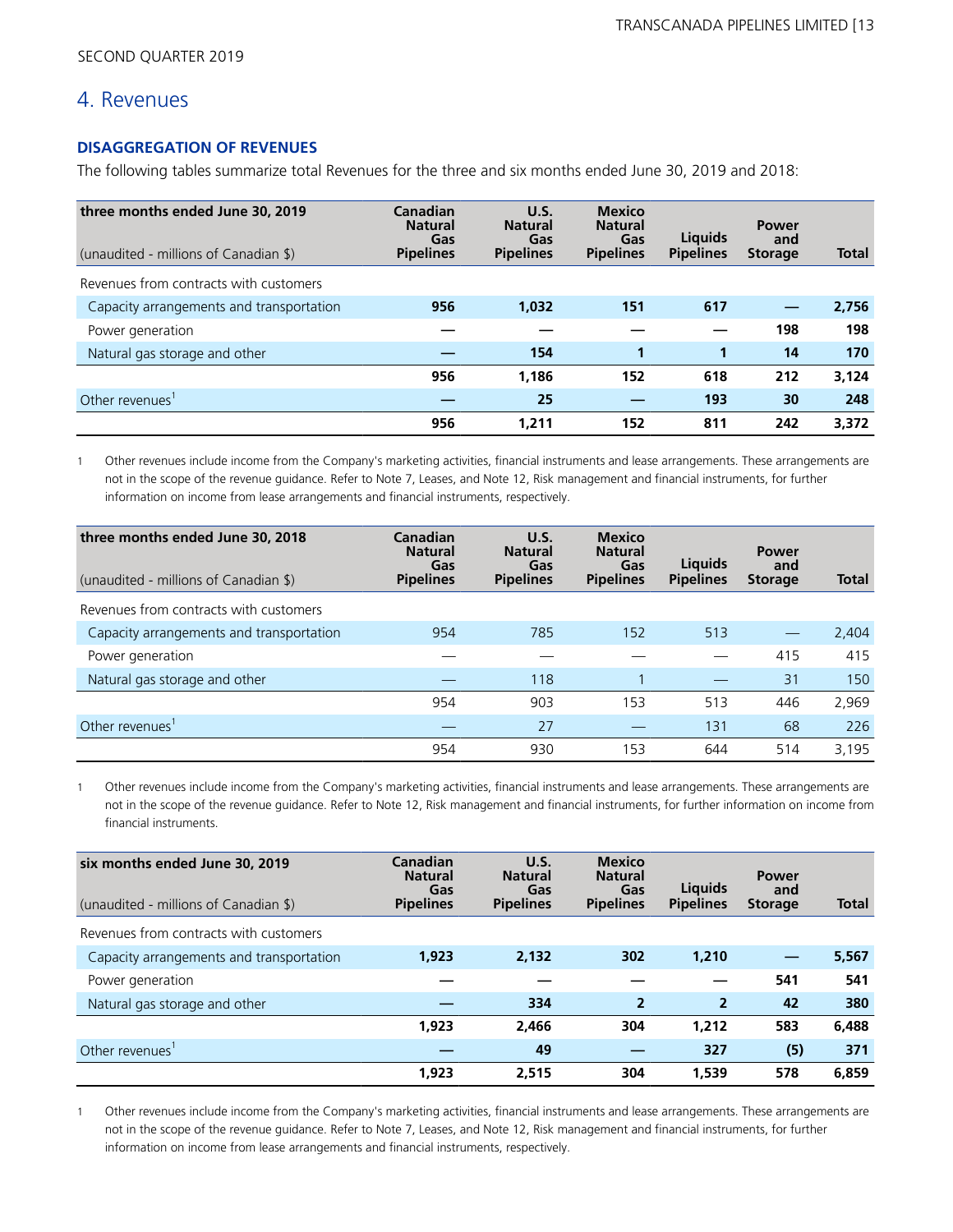SECOND QUARTER 2019

## 4. Revenues

### DISAGGREGATION OF REVENUES

The following tables summarize total Revenues for the three and six months ended June 30, 2019 and 2018:

| **three months ended June 30, 2019**<br>(unaudited - millions of Canadian $) | **Canadian Natural Gas Pipelines** | **U.S. Natural Gas Pipelines** | **Mexico Natural Gas Pipelines** | **Liquids Pipelines** | **Power and Storage** | **Total** |
|---|---|---|---|---|---|---|
| Revenues from contracts with customers | | | | | | |
| Capacity arrangements and transportation | **956** | **1,032** | **151** | **617** | **—** | **2,756** |
| Power generation | **—** | **—** | **—** | **—** | **198** | **198** |
| Natural gas storage and other | **—** | **154** | **1** | **1** | **14** | **170** |
| | **956** | **1,186** | **152** | **618** | **212** | **3,124** |
| Other revenues[1] | **—** | **25** | **—** | **193** | **30** | **248** |
| | **956** | **1,211** | **152** | **811** | **242** | **3,372** |

1 Other revenues include income from the Company's marketing activities, financial instruments and lease arrangements. These arrangements are not in the scope of the revenue guidance. Refer to Note 7, Leases, and Note 12, Risk management and financial instruments, for further information on income from lease arrangements and financial instruments, respectively.

| **three months ended June 30, 2018**<br>(unaudited - millions of Canadian $) | **Canadian Natural Gas Pipelines** | **U.S. Natural Gas Pipelines** | **Mexico Natural Gas Pipelines** | **Liquids Pipelines** | **Power and Storage** | **Total** |
|---|---|---|---|---|---|---|
| Revenues from contracts with customers | | | | | | |
| Capacity arrangements and transportation | 954 | 785 | 152 | 513 | — | 2,404 |
| Power generation | — | — | — | — | 415 | 415 |
| Natural gas storage and other | — | 118 | 1 | — | 31 | 150 |
| | 954 | 903 | 153 | 513 | 446 | 2,969 |
| Other revenues[1] | — | 27 | — | 131 | 68 | 226 |
| | 954 | 930 | 153 | 644 | 514 | 3,195 |

1 Other revenues include income from the Company's marketing activities, financial instruments and lease arrangements. These arrangements are not in the scope of the revenue guidance. Refer to Note 12, Risk management and financial instruments, for further information on income from financial instruments.

| **six months ended June 30, 2019**<br>(unaudited - millions of Canadian $) | **Canadian Natural Gas Pipelines** | **U.S. Natural Gas Pipelines** | **Mexico Natural Gas Pipelines** | **Liquids Pipelines** | **Power and Storage** | **Total** |
|---|---|---|---|---|---|---|
| Revenues from contracts with customers | | | | | | |
| Capacity arrangements and transportation | **1,923** | **2,132** | **302** | **1,210** | **—** | **5,567** |
| Power generation | **—** | **—** | **—** | **—** | **541** | **541** |
| Natural gas storage and other | **—** | **334** | **2** | **2** | **42** | **380** |
| | **1,923** | **2,466** | **304** | **1,212** | **583** | **6,488** |
| Other revenues[1] | **—** | **49** | **—** | **327** | **(5)** | **371** |
| | **1,923** | **2,515** | **304** | **1,539** | **578** | **6,859** |

1 Other revenues include income from the Company's marketing activities, financial instruments and lease arrangements. These arrangements are not in the scope of the revenue guidance. Refer to Note 7, Leases, and Note 12, Risk management and financial instruments, for further information on income from lease arrangements and financial instruments, respectively.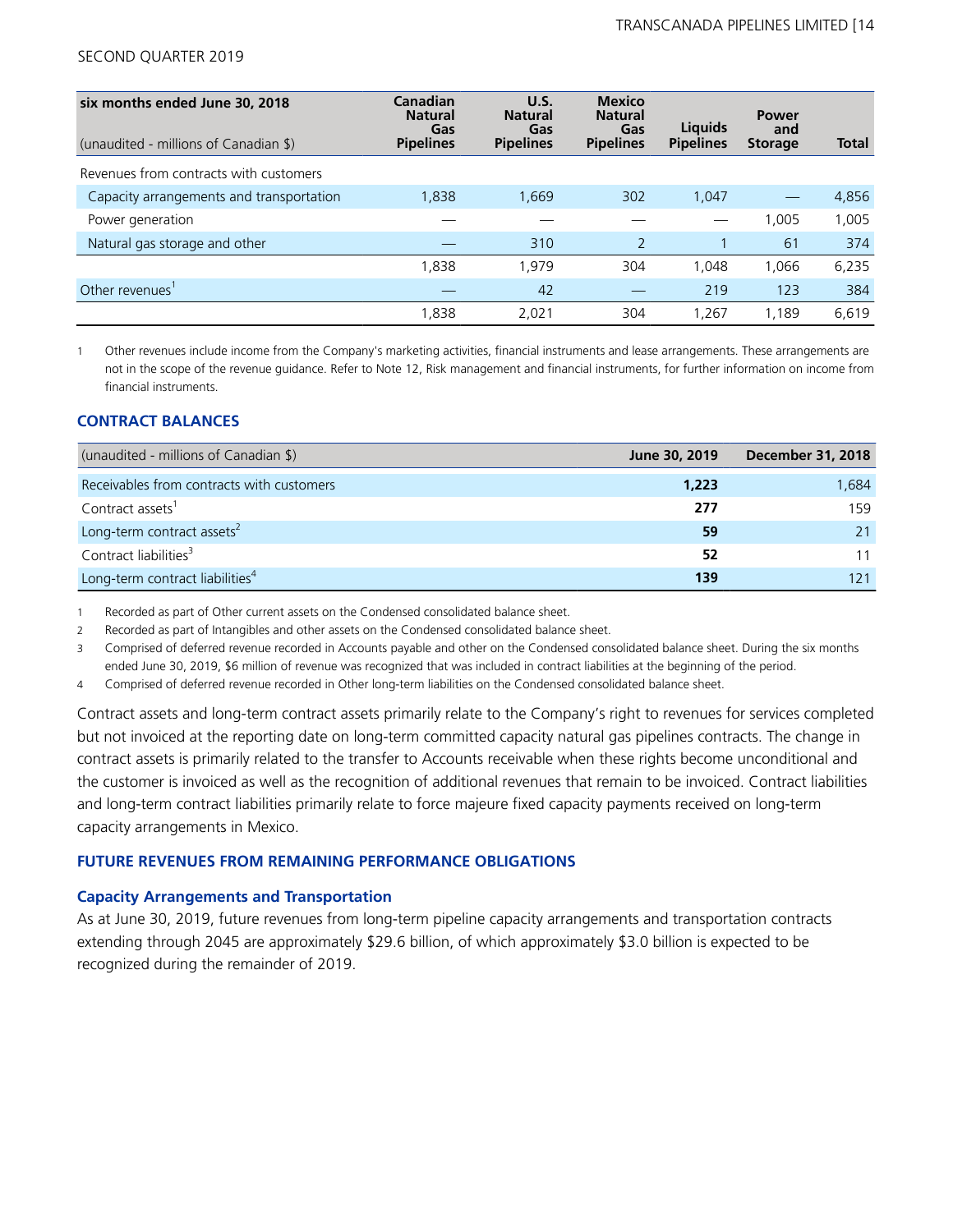| six months ended June 30, 2018<br>(unaudited - millions of Canadian $) | Canadian Natural Gas Pipelines | U.S. Natural Gas Pipelines | Mexico Natural Gas Pipelines | Liquids Pipelines | Power and Storage | Total |
|---|---|---|---|---|---|---|
| Revenues from contracts with customers | | | | | | |
| Capacity arrangements and transportation | 1,838 | 1,669 | 302 | 1,047 | — | 4,856 |
| Power generation | — | — | — | — | 1,005 | 1,005 |
| Natural gas storage and other | — | 310 | 2 | 1 | 61 | 374 |
| | 1,838 | 1,979 | 304 | 1,048 | 1,066 | 6,235 |
| Other revenues[1] | — | 42 | — | 219 | 123 | 384 |
| | 1,838 | 2,021 | 304 | 1,267 | 1,189 | 6,619 |

1 Other revenues include income from the Company's marketing activities, financial instruments and lease arrangements. These arrangements are not in the scope of the revenue guidance. Refer to Note 12, Risk management and financial instruments, for further information on income from financial instruments.

### CONTRACT BALANCES

| (unaudited - millions of Canadian $) | June 30, 2019 | December 31, 2018 |
|---|---|---|
| Receivables from contracts with customers | **1,223** | 1,684 |
| Contract assets[1] | **277** | 159 |
| Long-term contract assets[2] | **59** | 21 |
| Contract liabilities[3] | **52** | 11 |
| Long-term contract liabilities[4] | **139** | 121 |

1 Recorded as part of Other current assets on the Condensed consolidated balance sheet.

2 Recorded as part of Intangibles and other assets on the Condensed consolidated balance sheet.

3 Comprised of deferred revenue recorded in Accounts payable and other on the Condensed consolidated balance sheet. During the six months ended June 30, 2019, $6 million of revenue was recognized that was included in contract liabilities at the beginning of the period.

4 Comprised of deferred revenue recorded in Other long-term liabilities on the Condensed consolidated balance sheet.

Contract assets and long-term contract assets primarily relate to the Company's right to revenues for services completed but not invoiced at the reporting date on long-term committed capacity natural gas pipelines contracts. The change in contract assets is primarily related to the transfer to Accounts receivable when these rights become unconditional and the customer is invoiced as well as the recognition of additional revenues that remain to be invoiced. Contract liabilities and long-term contract liabilities primarily relate to force majeure fixed capacity payments received on long-term capacity arrangements in Mexico.

### FUTURE REVENUES FROM REMAINING PERFORMANCE OBLIGATIONS

#### Capacity Arrangements and Transportation

As at June 30, 2019, future revenues from long-term pipeline capacity arrangements and transportation contracts extending through 2045 are approximately $29.6 billion, of which approximately $3.0 billion is expected to be recognized during the remainder of 2019.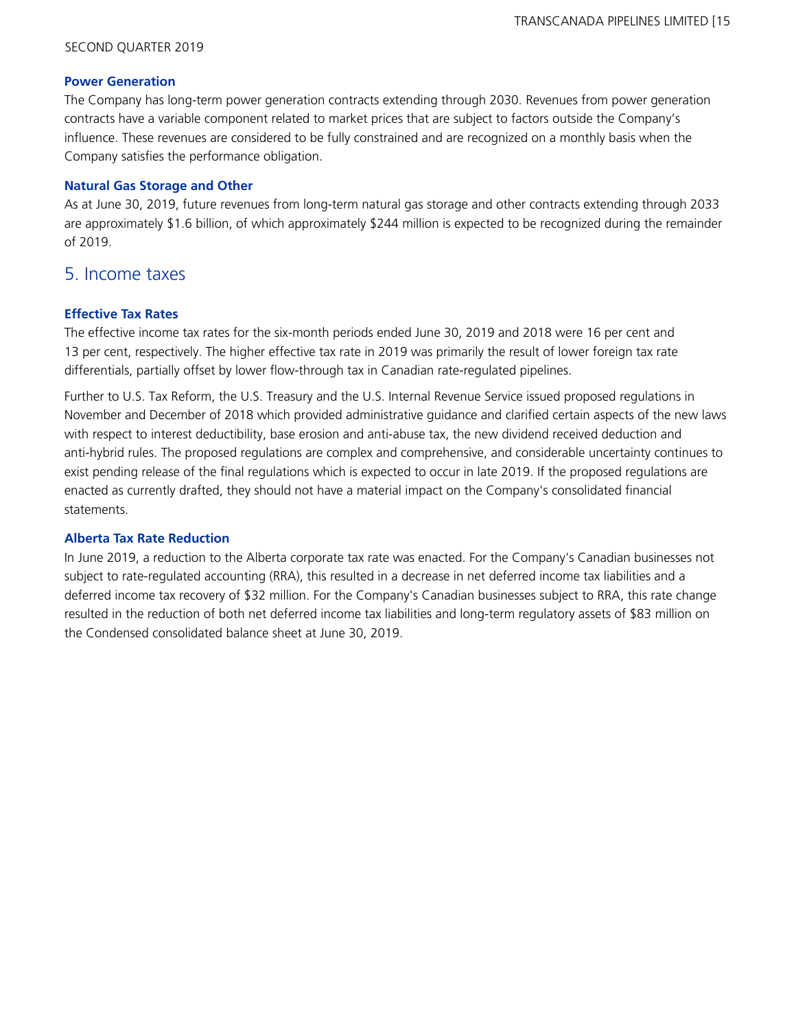### Power Generation

The Company has long-term power generation contracts extending through 2030. Revenues from power generation contracts have a variable component related to market prices that are subject to factors outside the Company's influence. These revenues are considered to be fully constrained and are recognized on a monthly basis when the Company satisfies the performance obligation.

### Natural Gas Storage and Other

As at June 30, 2019, future revenues from long-term natural gas storage and other contracts extending through 2033 are approximately $1.6 billion, of which approximately $244 million is expected to be recognized during the remainder of 2019.

## 5. Income taxes

### Effective Tax Rates

The effective income tax rates for the six-month periods ended June 30, 2019 and 2018 were 16 per cent and 13 per cent, respectively. The higher effective tax rate in 2019 was primarily the result of lower foreign tax rate differentials, partially offset by lower flow-through tax in Canadian rate-regulated pipelines.

Further to U.S. Tax Reform, the U.S. Treasury and the U.S. Internal Revenue Service issued proposed regulations in November and December of 2018 which provided administrative guidance and clarified certain aspects of the new laws with respect to interest deductibility, base erosion and anti-abuse tax, the new dividend received deduction and anti-hybrid rules. The proposed regulations are complex and comprehensive, and considerable uncertainty continues to exist pending release of the final regulations which is expected to occur in late 2019. If the proposed regulations are enacted as currently drafted, they should not have a material impact on the Company's consolidated financial statements.

### Alberta Tax Rate Reduction

In June 2019, a reduction to the Alberta corporate tax rate was enacted. For the Company's Canadian businesses not subject to rate-regulated accounting (RRA), this resulted in a decrease in net deferred income tax liabilities and a deferred income tax recovery of $32 million. For the Company's Canadian businesses subject to RRA, this rate change resulted in the reduction of both net deferred income tax liabilities and long-term regulatory assets of $83 million on the Condensed consolidated balance sheet at June 30, 2019.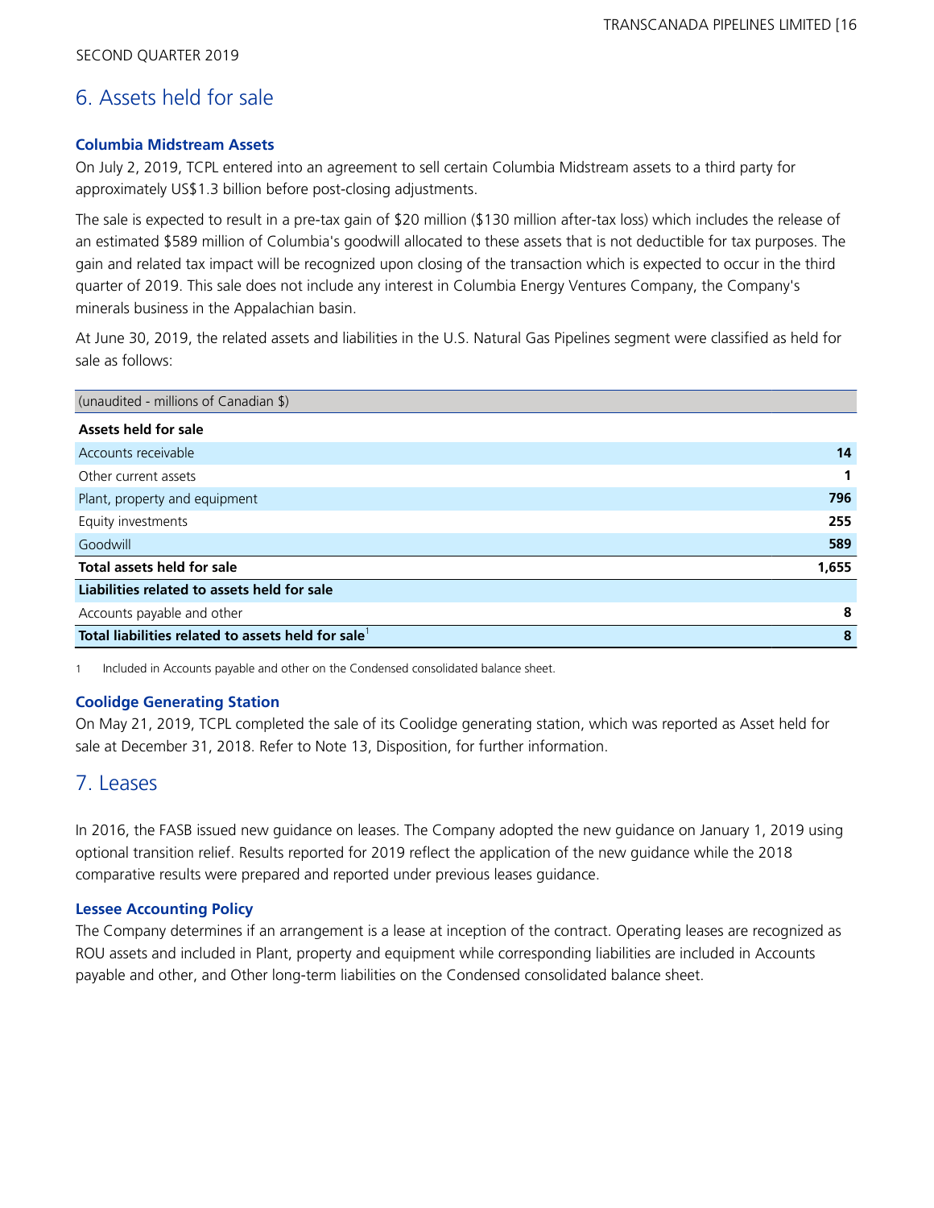SECOND QUARTER 2019

## 6. Assets held for sale

### Columbia Midstream Assets

On July 2, 2019, TCPL entered into an agreement to sell certain Columbia Midstream assets to a third party for approximately US$1.3 billion before post-closing adjustments.

The sale is expected to result in a pre-tax gain of $20 million ($130 million after-tax loss) which includes the release of an estimated $589 million of Columbia's goodwill allocated to these assets that is not deductible for tax purposes. The gain and related tax impact will be recognized upon closing of the transaction which is expected to occur in the third quarter of 2019. This sale does not include any interest in Columbia Energy Ventures Company, the Company's minerals business in the Appalachian basin.

At June 30, 2019, the related assets and liabilities in the U.S. Natural Gas Pipelines segment were classified as held for sale as follows:

| (unaudited - millions of Canadian $) | |
|---|---|
| **Assets held for sale** | |
| Accounts receivable | **14** |
| Other current assets | **1** |
| Plant, property and equipment | **796** |
| Equity investments | **255** |
| Goodwill | **589** |
| **Total assets held for sale** | **1,655** |
| **Liabilities related to assets held for sale** | |
| Accounts payable and other | **8** |
| **Total liabilities related to assets held for sale**[1] | **8** |

1 Included in Accounts payable and other on the Condensed consolidated balance sheet.

### Coolidge Generating Station

On May 21, 2019, TCPL completed the sale of its Coolidge generating station, which was reported as Asset held for sale at December 31, 2018. Refer to Note 13, Disposition, for further information.

## 7. Leases

In 2016, the FASB issued new guidance on leases. The Company adopted the new guidance on January 1, 2019 using optional transition relief. Results reported for 2019 reflect the application of the new guidance while the 2018 comparative results were prepared and reported under previous leases guidance.

### Lessee Accounting Policy

The Company determines if an arrangement is a lease at inception of the contract. Operating leases are recognized as ROU assets and included in Plant, property and equipment while corresponding liabilities are included in Accounts payable and other, and Other long-term liabilities on the Condensed consolidated balance sheet.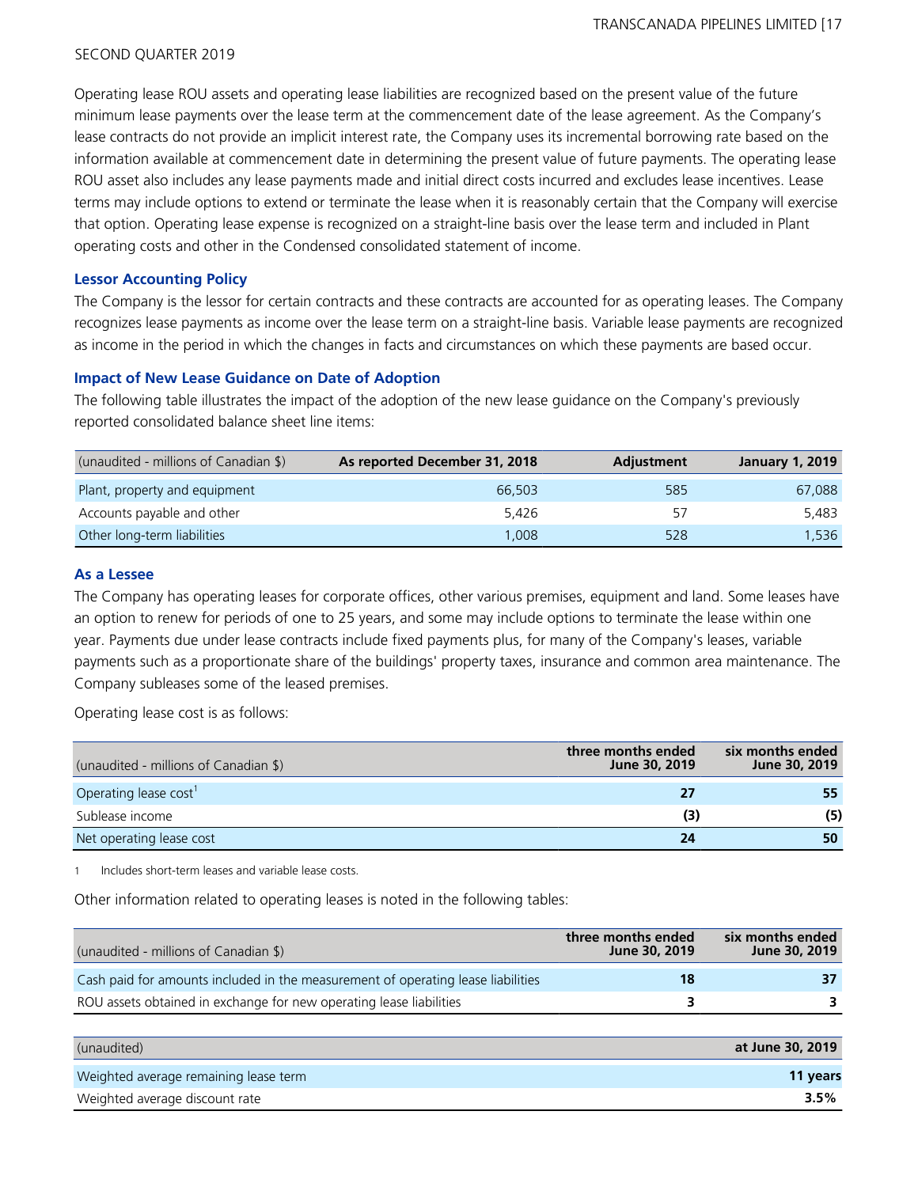Operating lease ROU assets and operating lease liabilities are recognized based on the present value of the future minimum lease payments over the lease term at the commencement date of the lease agreement. As the Company's lease contracts do not provide an implicit interest rate, the Company uses its incremental borrowing rate based on the information available at commencement date in determining the present value of future payments. The operating lease ROU asset also includes any lease payments made and initial direct costs incurred and excludes lease incentives. Lease terms may include options to extend or terminate the lease when it is reasonably certain that the Company will exercise that option. Operating lease expense is recognized on a straight-line basis over the lease term and included in Plant operating costs and other in the Condensed consolidated statement of income.

### Lessor Accounting Policy

The Company is the lessor for certain contracts and these contracts are accounted for as operating leases. The Company recognizes lease payments as income over the lease term on a straight-line basis. Variable lease payments are recognized as income in the period in which the changes in facts and circumstances on which these payments are based occur.

### Impact of New Lease Guidance on Date of Adoption

The following table illustrates the impact of the adoption of the new lease guidance on the Company's previously reported consolidated balance sheet line items:

| (unaudited - millions of Canadian $) | As reported December 31, 2018 | Adjustment | January 1, 2019 |
|---|---|---|---|
| Plant, property and equipment | 66,503 | 585 | 67,088 |
| Accounts payable and other | 5,426 | 57 | 5,483 |
| Other long-term liabilities | 1,008 | 528 | 1,536 |

### As a Lessee

The Company has operating leases for corporate offices, other various premises, equipment and land. Some leases have an option to renew for periods of one to 25 years, and some may include options to terminate the lease within one year. Payments due under lease contracts include fixed payments plus, for many of the Company's leases, variable payments such as a proportionate share of the buildings' property taxes, insurance and common area maintenance. The Company subleases some of the leased premises.

Operating lease cost is as follows:

| (unaudited - millions of Canadian $) | three months ended June 30, 2019 | six months ended June 30, 2019 |
|---|---|---|
| Operating lease cost[1] | **27** | **55** |
| Sublease income | **(3)** | **(5)** |
| Net operating lease cost | **24** | **50** |

1 Includes short-term leases and variable lease costs.

Other information related to operating leases is noted in the following tables:

| (unaudited - millions of Canadian $) | three months ended June 30, 2019 | six months ended June 30, 2019 |
|---|---|---|
| Cash paid for amounts included in the measurement of operating lease liabilities | **18** | **37** |
| ROU assets obtained in exchange for new operating lease liabilities | **3** | **3** |

| (unaudited) | at June 30, 2019 |
|---|---|
| Weighted average remaining lease term | **11 years** |
| Weighted average discount rate | **3.5%** |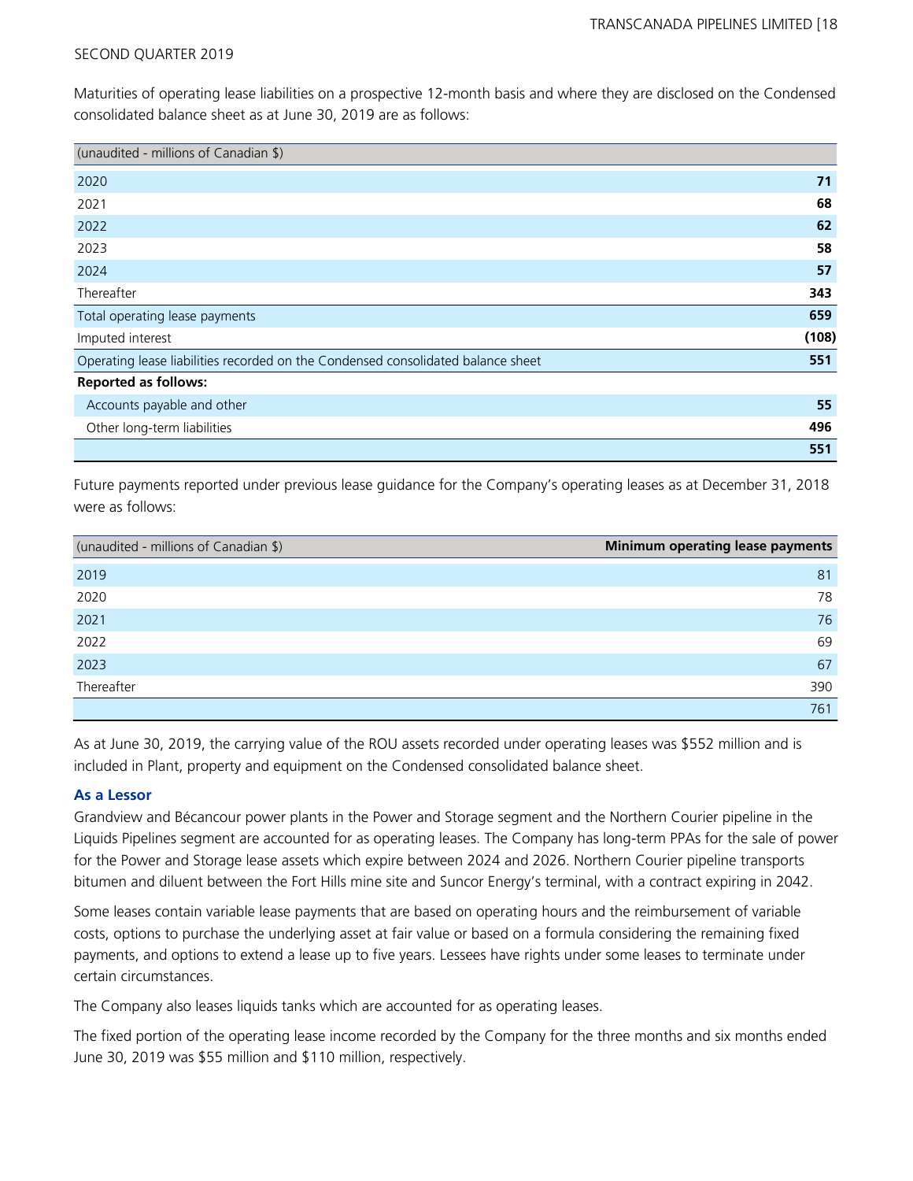Maturities of operating lease liabilities on a prospective 12-month basis and where they are disclosed on the Condensed consolidated balance sheet as at June 30, 2019 are as follows:

| (unaudited - millions of Canadian $) | |
|---|---|
| 2020 | **71** |
| 2021 | **68** |
| 2022 | **62** |
| 2023 | **58** |
| 2024 | **57** |
| Thereafter | **343** |
| Total operating lease payments | **659** |
| Imputed interest | **(108)** |
| Operating lease liabilities recorded on the Condensed consolidated balance sheet | **551** |
| **Reported as follows:** | |
| Accounts payable and other | **55** |
| Other long-term liabilities | **496** |
| | **551** |

Future payments reported under previous lease guidance for the Company's operating leases as at December 31, 2018 were as follows:

| (unaudited - millions of Canadian $) | **Minimum operating lease payments** |
|---|---|
| 2019 | 81 |
| 2020 | 78 |
| 2021 | 76 |
| 2022 | 69 |
| 2023 | 67 |
| Thereafter | 390 |
| | 761 |

As at June 30, 2019, the carrying value of the ROU assets recorded under operating leases was $552 million and is included in Plant, property and equipment on the Condensed consolidated balance sheet.

### As a Lessor

Grandview and Bécancour power plants in the Power and Storage segment and the Northern Courier pipeline in the Liquids Pipelines segment are accounted for as operating leases. The Company has long-term PPAs for the sale of power for the Power and Storage lease assets which expire between 2024 and 2026. Northern Courier pipeline transports bitumen and diluent between the Fort Hills mine site and Suncor Energy's terminal, with a contract expiring in 2042.

Some leases contain variable lease payments that are based on operating hours and the reimbursement of variable costs, options to purchase the underlying asset at fair value or based on a formula considering the remaining fixed payments, and options to extend a lease up to five years. Lessees have rights under some leases to terminate under certain circumstances.

The Company also leases liquids tanks which are accounted for as operating leases.

The fixed portion of the operating lease income recorded by the Company for the three months and six months ended June 30, 2019 was $55 million and $110 million, respectively.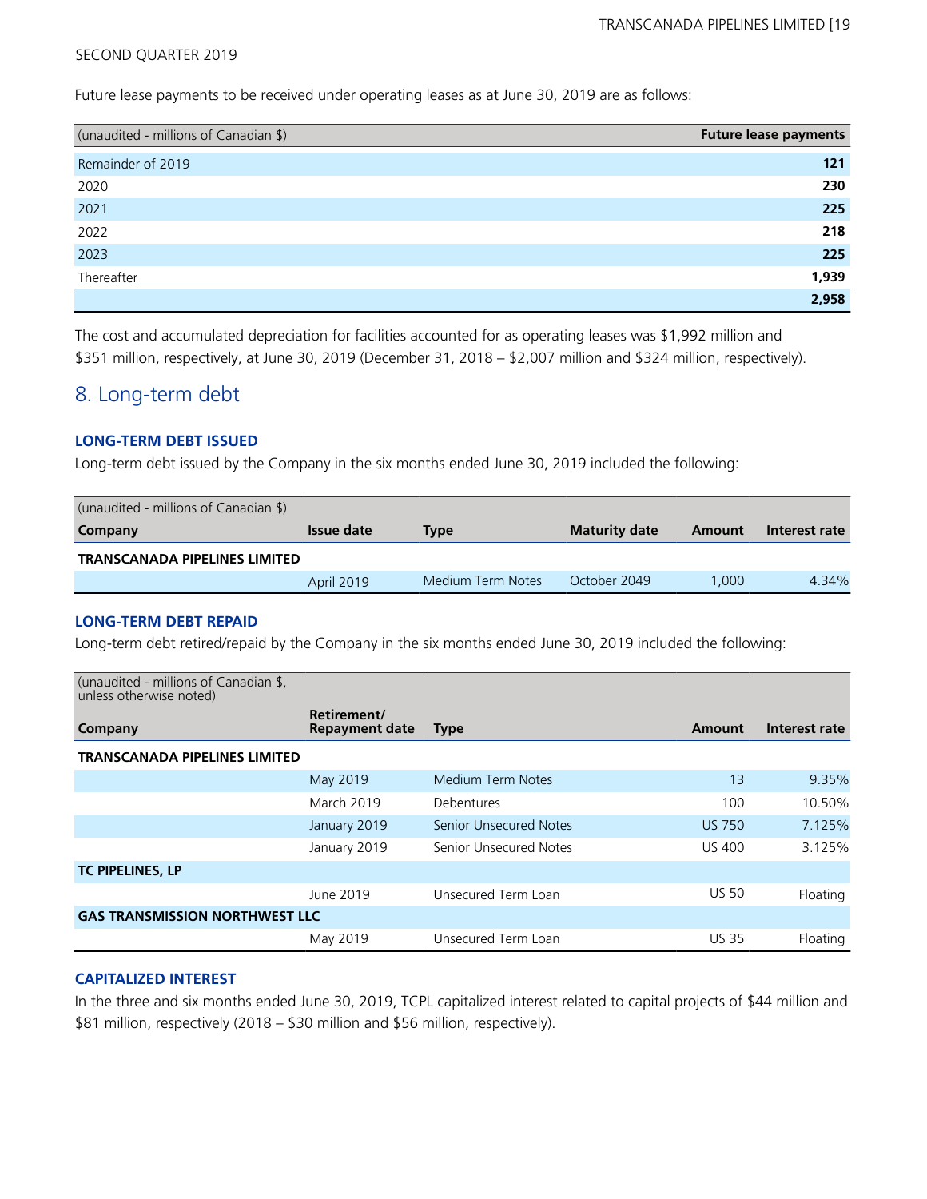Future lease payments to be received under operating leases as at June 30, 2019 are as follows:

| (unaudited - millions of Canadian $) | Future lease payments |
|---|---|
| Remainder of 2019 | **121** |
| 2020 | **230** |
| 2021 | **225** |
| 2022 | **218** |
| 2023 | **225** |
| Thereafter | **1,939** |
| | **2,958** |

The cost and accumulated depreciation for facilities accounted for as operating leases was $1,992 million and $351 million, respectively, at June 30, 2019 (December 31, 2018 – $2,007 million and $324 million, respectively).

## 8. Long-term debt

### LONG-TERM DEBT ISSUED

Long-term debt issued by the Company in the six months ended June 30, 2019 included the following:

| (unaudited - millions of Canadian $) Company | Issue date | Type | Maturity date | Amount | Interest rate |
|---|---|---|---|---|---|
| **TRANSCANADA PIPELINES LIMITED** | | | | | |
| | April 2019 | Medium Term Notes | October 2049 | 1,000 | 4.34% |

### LONG-TERM DEBT REPAID

Long-term debt retired/repaid by the Company in the six months ended June 30, 2019 included the following:

| (unaudited - millions of Canadian $, unless otherwise noted) Company | Retirement/ Repayment date | Type | Amount | Interest rate |
|---|---|---|---|---|
| **TRANSCANADA PIPELINES LIMITED** | | | | |
| | May 2019 | Medium Term Notes | 13 | 9.35% |
| | March 2019 | Debentures | 100 | 10.50% |
| | January 2019 | Senior Unsecured Notes | US 750 | 7.125% |
| | January 2019 | Senior Unsecured Notes | US 400 | 3.125% |
| **TC PIPELINES, LP** | | | | |
| | June 2019 | Unsecured Term Loan | US 50 | Floating |
| **GAS TRANSMISSION NORTHWEST LLC** | | | | |
| | May 2019 | Unsecured Term Loan | US 35 | Floating |

### CAPITALIZED INTEREST

In the three and six months ended June 30, 2019, TCPL capitalized interest related to capital projects of $44 million and $81 million, respectively (2018 – $30 million and $56 million, respectively).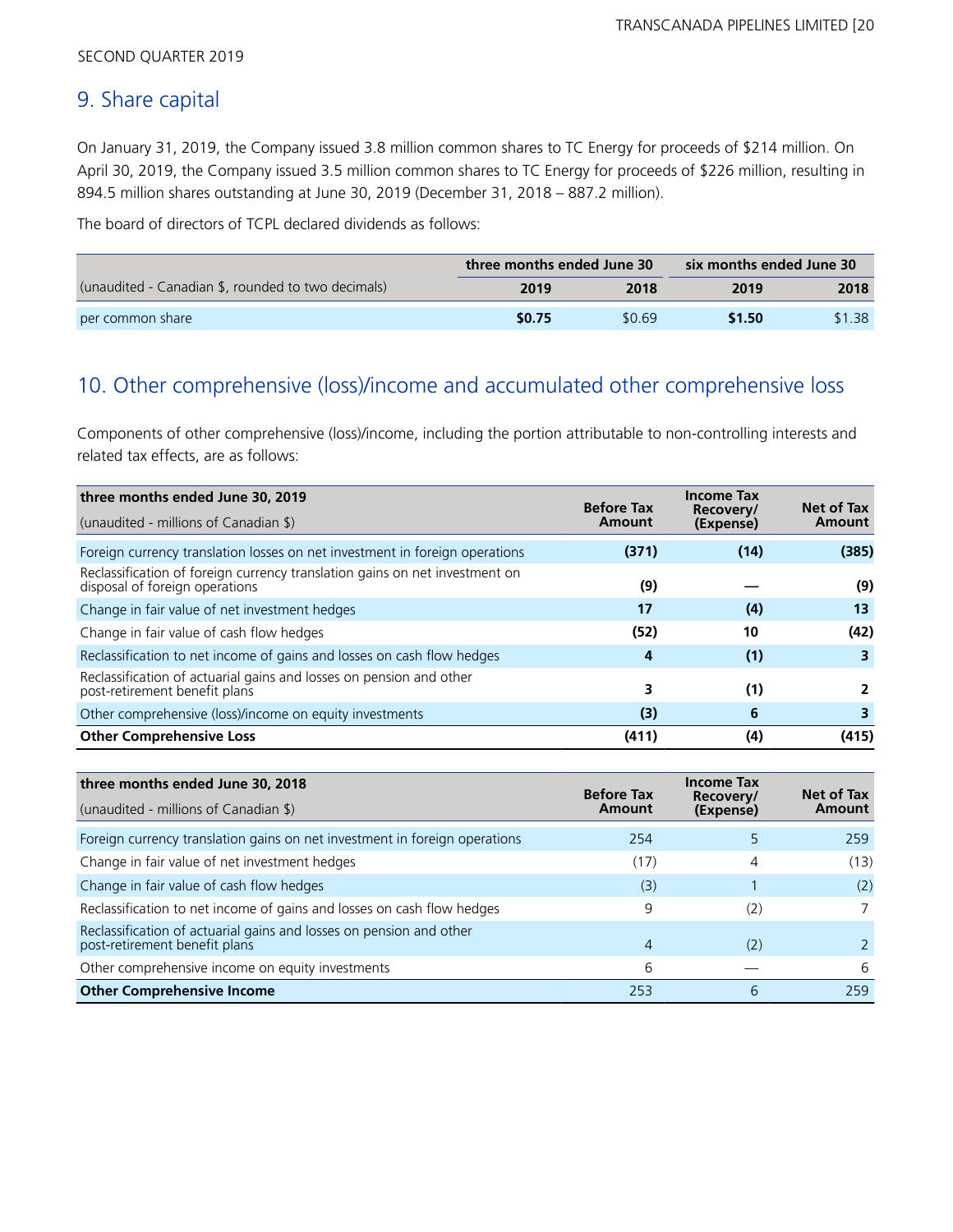## 9. Share capital

On January 31, 2019, the Company issued 3.8 million common shares to TC Energy for proceeds of $214 million. On April 30, 2019, the Company issued 3.5 million common shares to TC Energy for proceeds of $226 million, resulting in 894.5 million shares outstanding at June 30, 2019 (December 31, 2018 – 887.2 million).

The board of directors of TCPL declared dividends as follows:

| | three months ended June 30 | | six months ended June 30 | |
|---|---|---|---|---|
| (unaudited - Canadian $, rounded to two decimals) | **2019** | 2018 | **2019** | 2018 |
| per common share | **$0.75** | $0.69 | **$1.50** | $1.38 |

## 10. Other comprehensive (loss)/income and accumulated other comprehensive loss

Components of other comprehensive (loss)/income, including the portion attributable to non-controlling interests and related tax effects, are as follows:

| **three months ended June 30, 2019**<br>(unaudited - millions of Canadian $) | Before Tax Amount | Income Tax Recovery/ (Expense) | Net of Tax Amount |
|---|---|---|---|
| Foreign currency translation losses on net investment in foreign operations | **(371)** | **(14)** | **(385)** |
| Reclassification of foreign currency translation gains on net investment on disposal of foreign operations | **(9)** | **—** | **(9)** |
| Change in fair value of net investment hedges | **17** | **(4)** | **13** |
| Change in fair value of cash flow hedges | **(52)** | **10** | **(42)** |
| Reclassification to net income of gains and losses on cash flow hedges | **4** | **(1)** | **3** |
| Reclassification of actuarial gains and losses on pension and other post-retirement benefit plans | **3** | **(1)** | **2** |
| Other comprehensive (loss)/income on equity investments | **(3)** | **6** | **3** |
| **Other Comprehensive Loss** | **(411)** | **(4)** | **(415)** |

| **three months ended June 30, 2018**<br>(unaudited - millions of Canadian $) | Before Tax Amount | Income Tax Recovery/ (Expense) | Net of Tax Amount |
|---|---|---|---|
| Foreign currency translation gains on net investment in foreign operations | 254 | 5 | 259 |
| Change in fair value of net investment hedges | (17) | 4 | (13) |
| Change in fair value of cash flow hedges | (3) | 1 | (2) |
| Reclassification to net income of gains and losses on cash flow hedges | 9 | (2) | 7 |
| Reclassification of actuarial gains and losses on pension and other post-retirement benefit plans | 4 | (2) | 2 |
| Other comprehensive income on equity investments | 6 | — | 6 |
| **Other Comprehensive Income** | 253 | 6 | 259 |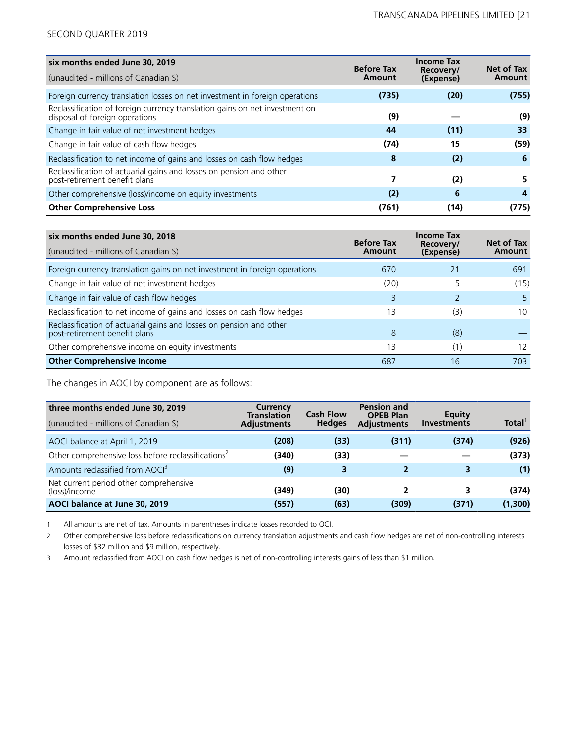| six months ended June 30, 2019<br>(unaudited - millions of Canadian $) | Before Tax Amount | Income Tax Recovery/ (Expense) | Net of Tax Amount |
|---|---|---|---|
| Foreign currency translation losses on net investment in foreign operations | **(735)** | **(20)** | **(755)** |
| Reclassification of foreign currency translation gains on net investment on disposal of foreign operations | **(9)** | **—** | **(9)** |
| Change in fair value of net investment hedges | **44** | **(11)** | **33** |
| Change in fair value of cash flow hedges | **(74)** | **15** | **(59)** |
| Reclassification to net income of gains and losses on cash flow hedges | **8** | **(2)** | **6** |
| Reclassification of actuarial gains and losses on pension and other post-retirement benefit plans | **7** | **(2)** | **5** |
| Other comprehensive (loss)/income on equity investments | **(2)** | **6** | **4** |
| **Other Comprehensive Loss** | **(761)** | **(14)** | **(775)** |

| six months ended June 30, 2018<br>(unaudited - millions of Canadian $) | Before Tax Amount | Income Tax Recovery/ (Expense) | Net of Tax Amount |
|---|---|---|---|
| Foreign currency translation gains on net investment in foreign operations | 670 | 21 | 691 |
| Change in fair value of net investment hedges | (20) | 5 | (15) |
| Change in fair value of cash flow hedges | 3 | 2 | 5 |
| Reclassification to net income of gains and losses on cash flow hedges | 13 | (3) | 10 |
| Reclassification of actuarial gains and losses on pension and other post-retirement benefit plans | 8 | (8) | — |
| Other comprehensive income on equity investments | 13 | (1) | 12 |
| **Other Comprehensive Income** | 687 | 16 | 703 |

The changes in AOCI by component are as follows:

| three months ended June 30, 2019<br>(unaudited - millions of Canadian $) | Currency Translation Adjustments | Cash Flow Hedges | Pension and OPEB Plan Adjustments | Equity Investments | Total[1] |
|---|---|---|---|---|---|
| AOCI balance at April 1, 2019 | **(208)** | **(33)** | **(311)** | **(374)** | **(926)** |
| Other comprehensive loss before reclassifications[2] | **(340)** | **(33)** | **—** | **—** | **(373)** |
| Amounts reclassified from AOCI[3] | **(9)** | **3** | **2** | **3** | **(1)** |
| Net current period other comprehensive (loss)/income | **(349)** | **(30)** | **2** | **3** | **(374)** |
| **AOCI balance at June 30, 2019** | **(557)** | **(63)** | **(309)** | **(371)** | **(1,300)** |

1 All amounts are net of tax. Amounts in parentheses indicate losses recorded to OCI.

2 Other comprehensive loss before reclassifications on currency translation adjustments and cash flow hedges are net of non-controlling interests losses of $32 million and $9 million, respectively.

3 Amount reclassified from AOCI on cash flow hedges is net of non-controlling interests gains of less than $1 million.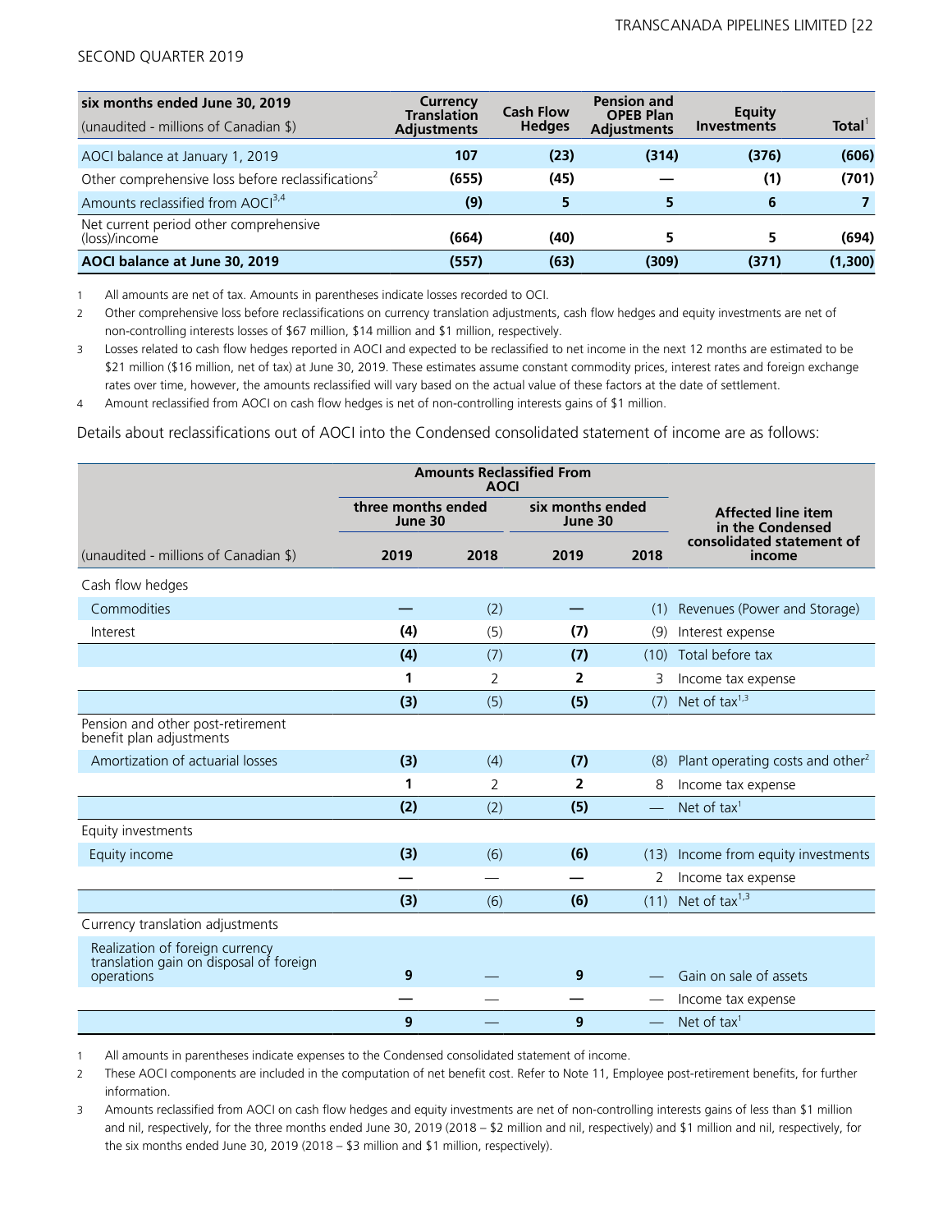SECOND QUARTER 2019

| six months ended June 30, 2019 (unaudited - millions of Canadian $) | Currency Translation Adjustments | Cash Flow Hedges | Pension and OPEB Plan Adjustments | Equity Investments | Total[1] |
|---|---|---|---|---|---|
| AOCI balance at January 1, 2019 | **107** | **(23)** | **(314)** | **(376)** | **(606)** |
| Other comprehensive loss before reclassifications[2] | **(655)** | **(45)** | **—** | **(1)** | **(701)** |
| Amounts reclassified from AOCI[3,4] | **(9)** | **5** | **5** | **6** | **7** |
| Net current period other comprehensive (loss)/income | **(664)** | **(40)** | **5** | **5** | **(694)** |
| **AOCI balance at June 30, 2019** | **(557)** | **(63)** | **(309)** | **(371)** | **(1,300)** |

1 All amounts are net of tax. Amounts in parentheses indicate losses recorded to OCI.

2 Other comprehensive loss before reclassifications on currency translation adjustments, cash flow hedges and equity investments are net of non-controlling interests losses of $67 million, $14 million and $1 million, respectively.

3 Losses related to cash flow hedges reported in AOCI and expected to be reclassified to net income in the next 12 months are estimated to be $21 million ($16 million, net of tax) at June 30, 2019. These estimates assume constant commodity prices, interest rates and foreign exchange rates over time, however, the amounts reclassified will vary based on the actual value of these factors at the date of settlement.

4 Amount reclassified from AOCI on cash flow hedges is net of non-controlling interests gains of $1 million.

Details about reclassifications out of AOCI into the Condensed consolidated statement of income are as follows:

| | Amounts Reclassified From AOCI | | | | |
|---|---|---|---|---|---|
| | three months ended June 30 | | six months ended June 30 | | Affected line item in the Condensed consolidated statement of income |
| (unaudited - millions of Canadian $) | 2019 | 2018 | 2019 | 2018 | |
| Cash flow hedges | | | | | |
| Commodities | **—** | (2) | **—** | (1) | Revenues (Power and Storage) |
| Interest | **(4)** | (5) | **(7)** | (9) | Interest expense |
| | **(4)** | (7) | **(7)** | (10) | Total before tax |
| | **1** | 2 | **2** | 3 | Income tax expense |
| | **(3)** | (5) | **(5)** | (7) | Net of tax[1,3] |
| Pension and other post-retirement benefit plan adjustments | | | | | |
| Amortization of actuarial losses | **(3)** | (4) | **(7)** | (8) | Plant operating costs and other[2] |
| | **1** | 2 | **2** | 8 | Income tax expense |
| | **(2)** | (2) | **(5)** | — | Net of tax[1] |
| Equity investments | | | | | |
| Equity income | **(3)** | (6) | **(6)** | (13) | Income from equity investments |
| | **—** | — | **—** | 2 | Income tax expense |
| | **(3)** | (6) | **(6)** | (11) | Net of tax[1,3] |
| Currency translation adjustments | | | | | |
| Realization of foreign currency translation gain on disposal of foreign operations | **9** | — | **9** | — | Gain on sale of assets |
| | **—** | — | **—** | — | Income tax expense |
| | **9** | — | **9** | — | Net of tax[1] |

1 All amounts in parentheses indicate expenses to the Condensed consolidated statement of income.

2 These AOCI components are included in the computation of net benefit cost. Refer to Note 11, Employee post-retirement benefits, for further information.

3 Amounts reclassified from AOCI on cash flow hedges and equity investments are net of non-controlling interests gains of less than $1 million and nil, respectively, for the three months ended June 30, 2019 (2018 – $2 million and nil, respectively) and $1 million and nil, respectively, for the six months ended June 30, 2019 (2018 – $3 million and $1 million, respectively).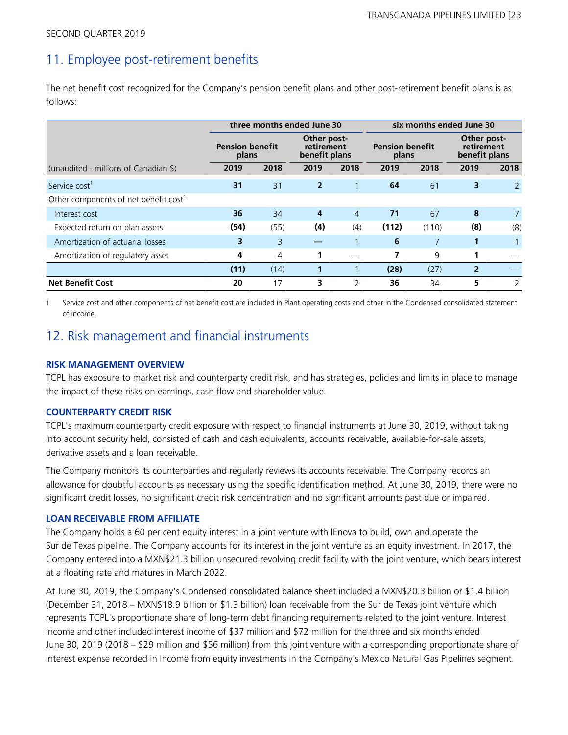SECOND QUARTER 2019

## 11. Employee post-retirement benefits

The net benefit cost recognized for the Company's pension benefit plans and other post-retirement benefit plans is as follows:

| | three months ended June 30 | | | | six months ended June 30 | | | |
|---|---|---|---|---|---|---|---|---|
| | Pension benefit plans | | Other post-retirement benefit plans | | Pension benefit plans | | Other post-retirement benefit plans | |
| (unaudited - millions of Canadian $) | 2019 | 2018 | 2019 | 2018 | 2019 | 2018 | 2019 | 2018 |
| Service cost[1] | **31** | 31 | **2** | 1 | **64** | 61 | **3** | 2 |
| Other components of net benefit cost[1] | | | | | | | | |
| Interest cost | **36** | 34 | **4** | 4 | **71** | 67 | **8** | 7 |
| Expected return on plan assets | **(54)** | (55) | **(4)** | (4) | **(112)** | (110) | **(8)** | (8) |
| Amortization of actuarial losses | **3** | 3 | **—** | 1 | **6** | 7 | **1** | 1 |
| Amortization of regulatory asset | **4** | 4 | **1** | — | **7** | 9 | **1** | — |
| | **(11)** | (14) | **1** | 1 | **(28)** | (27) | **2** | — |
| **Net Benefit Cost** | **20** | 17 | **3** | 2 | **36** | 34 | **5** | 2 |

1 Service cost and other components of net benefit cost are included in Plant operating costs and other in the Condensed consolidated statement of income.

## 12. Risk management and financial instruments

### RISK MANAGEMENT OVERVIEW

TCPL has exposure to market risk and counterparty credit risk, and has strategies, policies and limits in place to manage the impact of these risks on earnings, cash flow and shareholder value.

### COUNTERPARTY CREDIT RISK

TCPL's maximum counterparty credit exposure with respect to financial instruments at June 30, 2019, without taking into account security held, consisted of cash and cash equivalents, accounts receivable, available-for-sale assets, derivative assets and a loan receivable.

The Company monitors its counterparties and regularly reviews its accounts receivable. The Company records an allowance for doubtful accounts as necessary using the specific identification method. At June 30, 2019, there were no significant credit losses, no significant credit risk concentration and no significant amounts past due or impaired.

### LOAN RECEIVABLE FROM AFFILIATE

The Company holds a 60 per cent equity interest in a joint venture with IEnova to build, own and operate the Sur de Texas pipeline. The Company accounts for its interest in the joint venture as an equity investment. In 2017, the Company entered into a MXN$21.3 billion unsecured revolving credit facility with the joint venture, which bears interest at a floating rate and matures in March 2022.

At June 30, 2019, the Company's Condensed consolidated balance sheet included a MXN$20.3 billion or $1.4 billion (December 31, 2018 – MXN$18.9 billion or $1.3 billion) loan receivable from the Sur de Texas joint venture which represents TCPL's proportionate share of long-term debt financing requirements related to the joint venture. Interest income and other included interest income of $37 million and $72 million for the three and six months ended June 30, 2019 (2018 – $29 million and $56 million) from this joint venture with a corresponding proportionate share of interest expense recorded in Income from equity investments in the Company's Mexico Natural Gas Pipelines segment.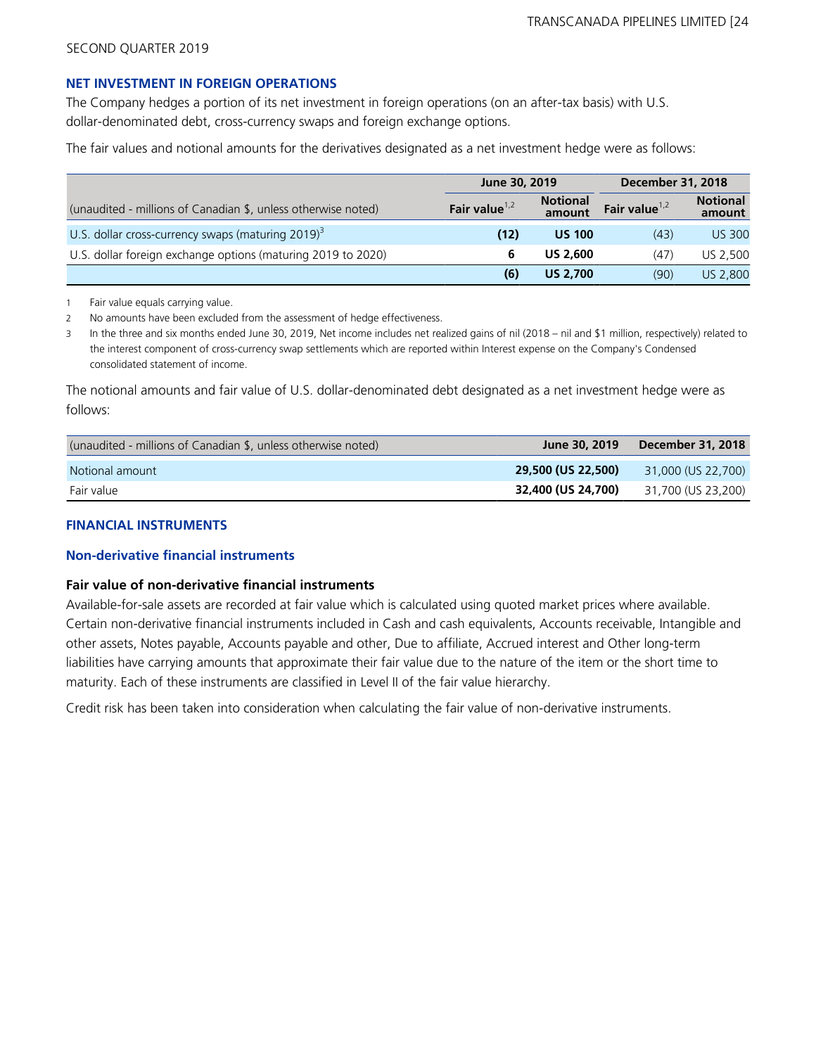## NET INVESTMENT IN FOREIGN OPERATIONS

The Company hedges a portion of its net investment in foreign operations (on an after-tax basis) with U.S. dollar-denominated debt, cross-currency swaps and foreign exchange options.

The fair values and notional amounts for the derivatives designated as a net investment hedge were as follows:

| | June 30, 2019 | | December 31, 2018 | |
|---|---|---|---|---|
| (unaudited - millions of Canadian $, unless otherwise noted) | **Fair value**[1,2] | **Notional amount** | **Fair value**[1,2] | **Notional amount** |
| U.S. dollar cross-currency swaps (maturing 2019)[3] | **(12)** | **US 100** | (43) | US 300 |
| U.S. dollar foreign exchange options (maturing 2019 to 2020) | **6** | **US 2,600** | (47) | US 2,500 |
| | **(6)** | **US 2,700** | (90) | US 2,800 |

1 Fair value equals carrying value.

2 No amounts have been excluded from the assessment of hedge effectiveness.

3 In the three and six months ended June 30, 2019, Net income includes net realized gains of nil (2018 – nil and $1 million, respectively) related to the interest component of cross-currency swap settlements which are reported within Interest expense on the Company's Condensed consolidated statement of income.

The notional amounts and fair value of U.S. dollar-denominated debt designated as a net investment hedge were as follows:

| (unaudited - millions of Canadian $, unless otherwise noted) | June 30, 2019 | December 31, 2018 |
|---|---|---|
| Notional amount | **29,500 (US 22,500)** | 31,000 (US 22,700) |
| Fair value | **32,400 (US 24,700)** | 31,700 (US 23,200) |

## FINANCIAL INSTRUMENTS

### Non-derivative financial instruments

#### Fair value of non-derivative financial instruments

Available-for-sale assets are recorded at fair value which is calculated using quoted market prices where available. Certain non-derivative financial instruments included in Cash and cash equivalents, Accounts receivable, Intangible and other assets, Notes payable, Accounts payable and other, Due to affiliate, Accrued interest and Other long-term liabilities have carrying amounts that approximate their fair value due to the nature of the item or the short time to maturity. Each of these instruments are classified in Level II of the fair value hierarchy.

Credit risk has been taken into consideration when calculating the fair value of non-derivative instruments.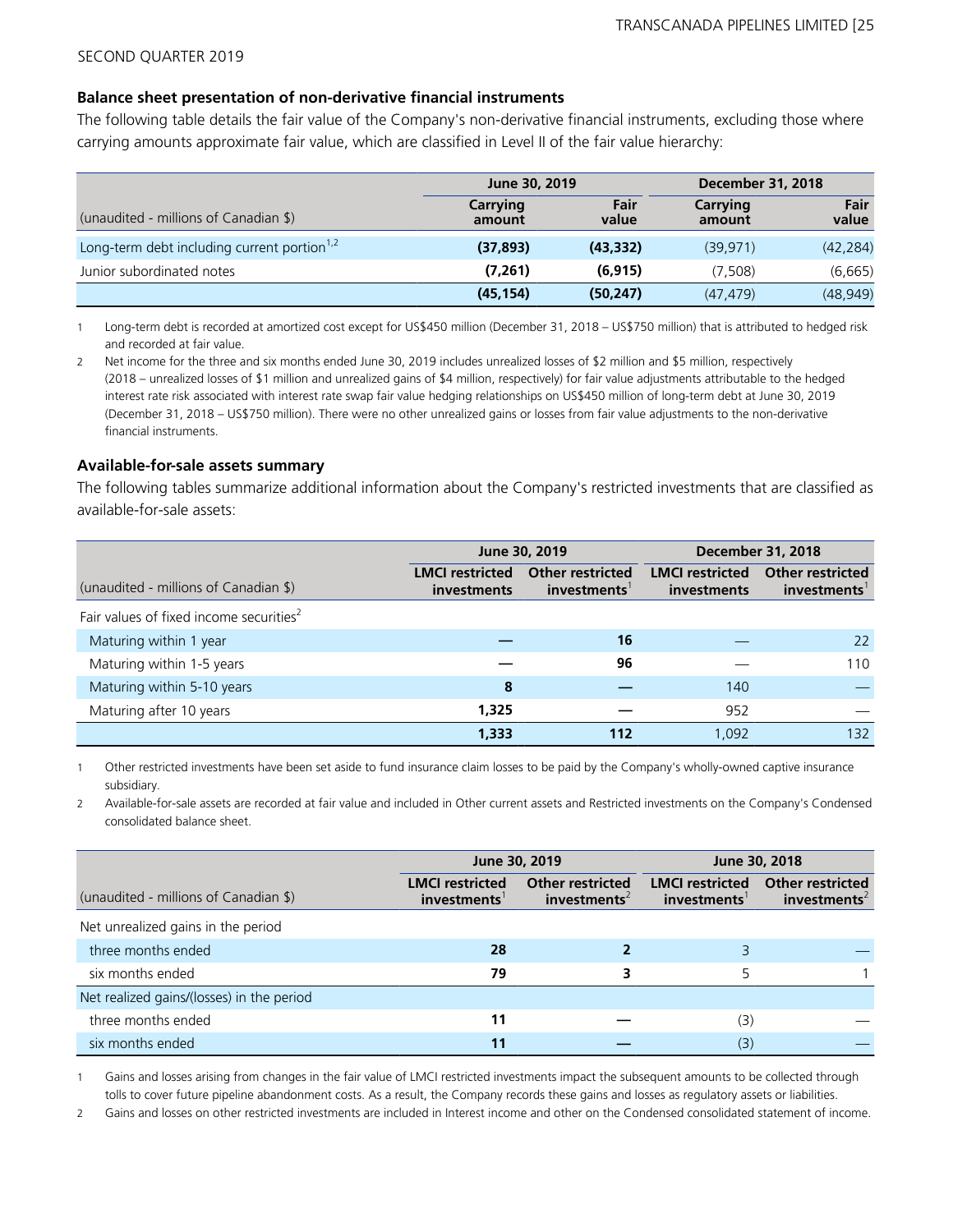SECOND QUARTER 2019

**Balance sheet presentation of non-derivative financial instruments**

The following table details the fair value of the Company's non-derivative financial instruments, excluding those where carrying amounts approximate fair value, which are classified in Level II of the fair value hierarchy:

| | June 30, 2019 | | December 31, 2018 | |
|---|---|---|---|---|
| (unaudited - millions of Canadian $) | Carrying amount | Fair value | Carrying amount | Fair value |
| Long-term debt including current portion[1,2] | **(37,893)** | **(43,332)** | (39,971) | (42,284) |
| Junior subordinated notes | **(7,261)** | **(6,915)** | (7,508) | (6,665) |
| | **(45,154)** | **(50,247)** | (47,479) | (48,949) |

1 Long-term debt is recorded at amortized cost except for US$450 million (December 31, 2018 – US$750 million) that is attributed to hedged risk and recorded at fair value.

2 Net income for the three and six months ended June 30, 2019 includes unrealized losses of $2 million and $5 million, respectively (2018 – unrealized losses of $1 million and unrealized gains of $4 million, respectively) for fair value adjustments attributable to the hedged interest rate risk associated with interest rate swap fair value hedging relationships on US$450 million of long-term debt at June 30, 2019 (December 31, 2018 – US$750 million). There were no other unrealized gains or losses from fair value adjustments to the non-derivative financial instruments.

**Available-for-sale assets summary**

The following tables summarize additional information about the Company's restricted investments that are classified as available-for-sale assets:

| | June 30, 2019 | | December 31, 2018 | |
|---|---|---|---|---|
| (unaudited - millions of Canadian $) | LMCI restricted investments | Other restricted investments[1] | LMCI restricted investments | Other restricted investments[1] |
| Fair values of fixed income securities[2] | | | | |
| Maturing within 1 year | **—** | **16** | — | 22 |
| Maturing within 1-5 years | **—** | **96** | — | 110 |
| Maturing within 5-10 years | **8** | **—** | 140 | — |
| Maturing after 10 years | **1,325** | **—** | 952 | — |
| | **1,333** | **112** | 1,092 | 132 |

1 Other restricted investments have been set aside to fund insurance claim losses to be paid by the Company's wholly-owned captive insurance subsidiary.

2 Available-for-sale assets are recorded at fair value and included in Other current assets and Restricted investments on the Company's Condensed consolidated balance sheet.

| | June 30, 2019 | | June 30, 2018 | |
|---|---|---|---|---|
| (unaudited - millions of Canadian $) | LMCI restricted investments[1] | Other restricted investments[2] | LMCI restricted investments[1] | Other restricted investments[2] |
| Net unrealized gains in the period | | | | |
| three months ended | **28** | **2** | 3 | — |
| six months ended | **79** | **3** | 5 | 1 |
| Net realized gains/(losses) in the period | | | | |
| three months ended | **11** | **—** | (3) | — |
| six months ended | **11** | **—** | (3) | — |

1 Gains and losses arising from changes in the fair value of LMCI restricted investments impact the subsequent amounts to be collected through tolls to cover future pipeline abandonment costs. As a result, the Company records these gains and losses as regulatory assets or liabilities.

2 Gains and losses on other restricted investments are included in Interest income and other on the Condensed consolidated statement of income.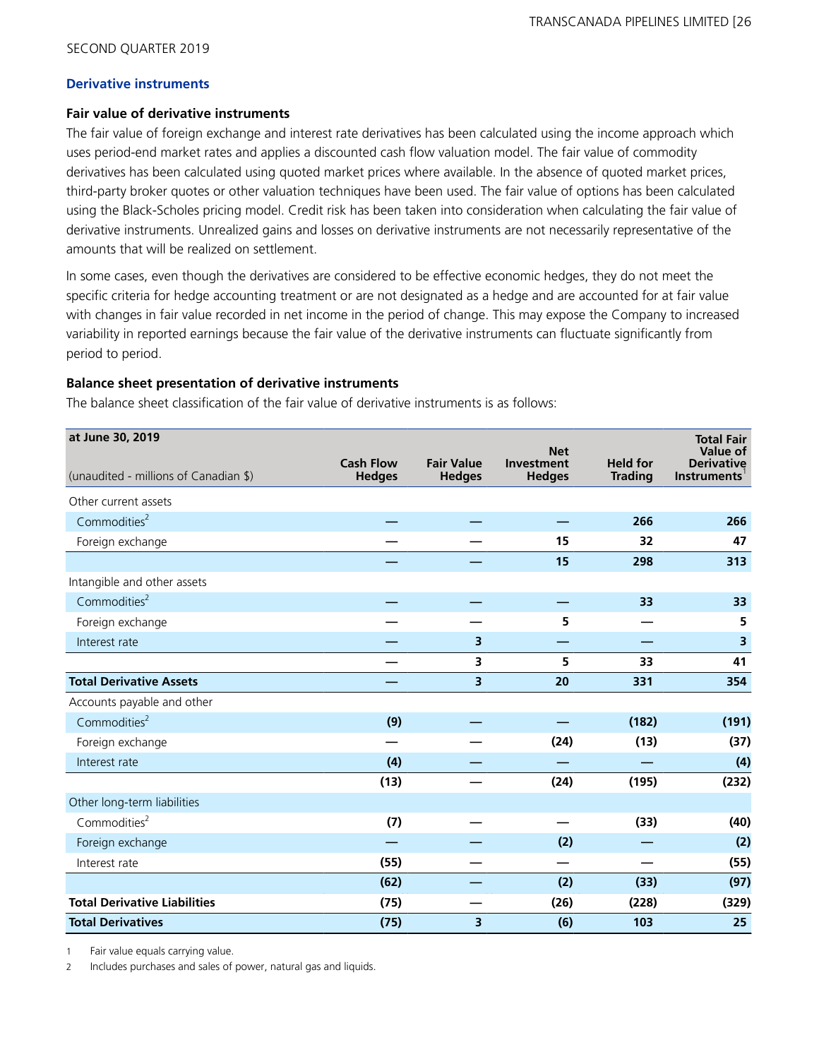SECOND QUARTER 2019

## Derivative instruments

### Fair value of derivative instruments

The fair value of foreign exchange and interest rate derivatives has been calculated using the income approach which uses period-end market rates and applies a discounted cash flow valuation model. The fair value of commodity derivatives has been calculated using quoted market prices where available. In the absence of quoted market prices, third-party broker quotes or other valuation techniques have been used. The fair value of options has been calculated using the Black-Scholes pricing model. Credit risk has been taken into consideration when calculating the fair value of derivative instruments. Unrealized gains and losses on derivative instruments are not necessarily representative of the amounts that will be realized on settlement.

In some cases, even though the derivatives are considered to be effective economic hedges, they do not meet the specific criteria for hedge accounting treatment or are not designated as a hedge and are accounted for at fair value with changes in fair value recorded in net income in the period of change. This may expose the Company to increased variability in reported earnings because the fair value of the derivative instruments can fluctuate significantly from period to period.

### Balance sheet presentation of derivative instruments

The balance sheet classification of the fair value of derivative instruments is as follows:

| at June 30, 2019<br>(unaudited - millions of Canadian $) | Cash Flow Hedges | Fair Value Hedges | Net Investment Hedges | Held for Trading | Total Fair Value of Derivative Instruments[1] |
|---|---|---|---|---|---|
| Other current assets | | | | | |
| Commodities[2] | — | — | — | 266 | 266 |
| Foreign exchange | — | — | 15 | 32 | 47 |
| | — | — | 15 | 298 | 313 |
| Intangible and other assets | | | | | |
| Commodities[2] | — | — | — | 33 | 33 |
| Foreign exchange | — | — | 5 | — | 5 |
| Interest rate | — | 3 | — | — | 3 |
| | — | 3 | 5 | 33 | 41 |
| **Total Derivative Assets** | — | 3 | 20 | 331 | 354 |
| Accounts payable and other | | | | | |
| Commodities[2] | (9) | — | — | (182) | (191) |
| Foreign exchange | — | — | (24) | (13) | (37) |
| Interest rate | (4) | — | — | — | (4) |
| | (13) | — | (24) | (195) | (232) |
| Other long-term liabilities | | | | | |
| Commodities[2] | (7) | — | — | (33) | (40) |
| Foreign exchange | — | — | (2) | — | (2) |
| Interest rate | (55) | — | — | — | (55) |
| | (62) | — | (2) | (33) | (97) |
| **Total Derivative Liabilities** | (75) | — | (26) | (228) | (329) |
| **Total Derivatives** | (75) | 3 | (6) | 103 | 25 |

1 Fair value equals carrying value.

2 Includes purchases and sales of power, natural gas and liquids.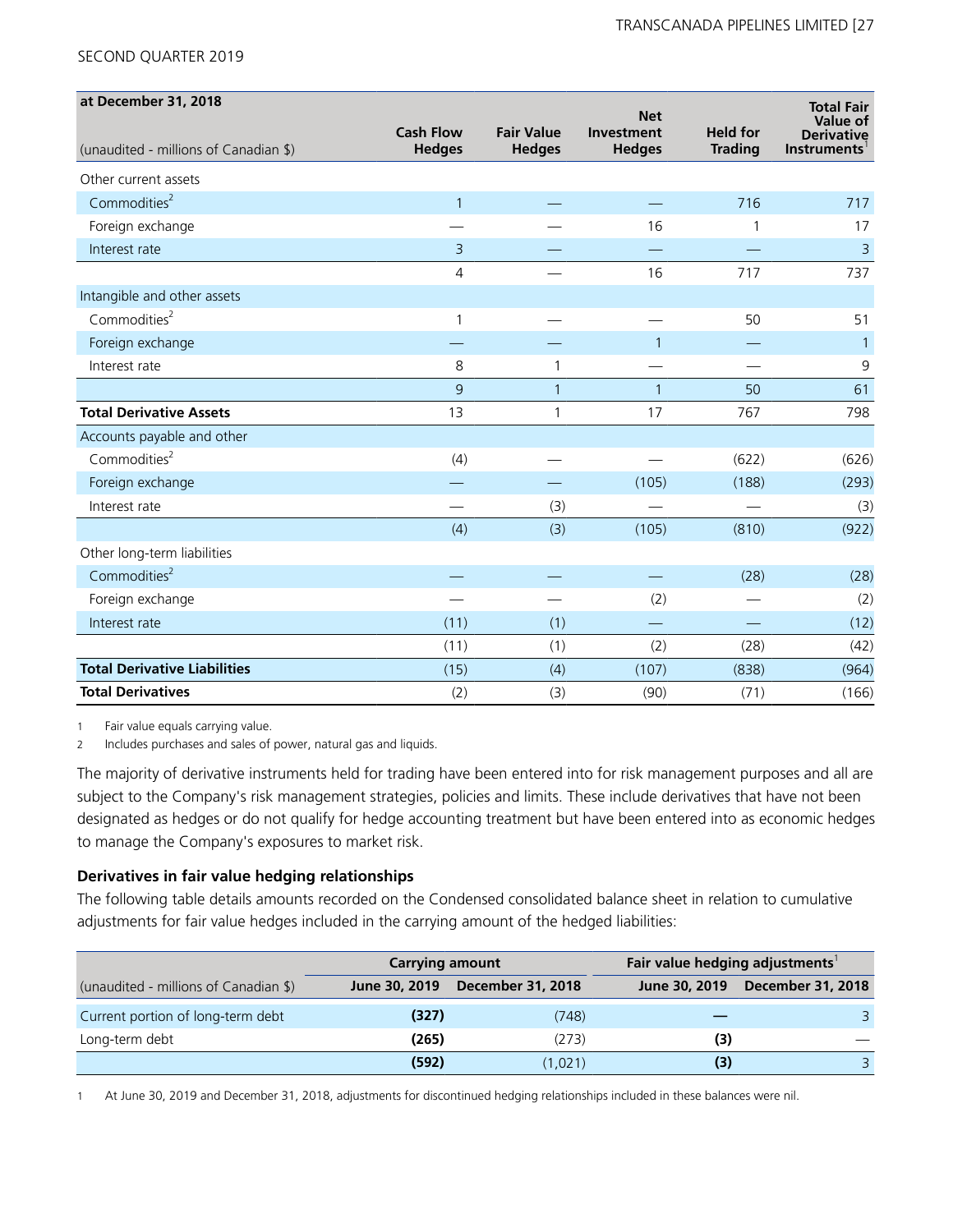| at December 31, 2018<br>(unaudited - millions of Canadian $) | Cash Flow Hedges | Fair Value Hedges | Net Investment Hedges | Held for Trading | Total Fair Value of Derivative Instruments[1] |
|---|---|---|---|---|---|
| Other current assets | | | | | |
| Commodities[2] | 1 | — | — | 716 | 717 |
| Foreign exchange | — | — | 16 | 1 | 17 |
| Interest rate | 3 | — | — | — | 3 |
| | 4 | — | 16 | 717 | 737 |
| Intangible and other assets | | | | | |
| Commodities[2] | 1 | — | — | 50 | 51 |
| Foreign exchange | — | — | 1 | — | 1 |
| Interest rate | 8 | 1 | — | — | 9 |
| | 9 | 1 | 1 | 50 | 61 |
| **Total Derivative Assets** | 13 | 1 | 17 | 767 | 798 |
| Accounts payable and other | | | | | |
| Commodities[2] | (4) | — | — | (622) | (626) |
| Foreign exchange | — | — | (105) | (188) | (293) |
| Interest rate | — | (3) | — | — | (3) |
| | (4) | (3) | (105) | (810) | (922) |
| Other long-term liabilities | | | | | |
| Commodities[2] | — | — | — | (28) | (28) |
| Foreign exchange | — | — | (2) | — | (2) |
| Interest rate | (11) | (1) | — | — | (12) |
| | (11) | (1) | (2) | (28) | (42) |
| **Total Derivative Liabilities** | (15) | (4) | (107) | (838) | (964) |
| **Total Derivatives** | (2) | (3) | (90) | (71) | (166) |

1 Fair value equals carrying value.

2 Includes purchases and sales of power, natural gas and liquids.

The majority of derivative instruments held for trading have been entered into for risk management purposes and all are subject to the Company's risk management strategies, policies and limits. These include derivatives that have not been designated as hedges or do not qualify for hedge accounting treatment but have been entered into as economic hedges to manage the Company's exposures to market risk.

### Derivatives in fair value hedging relationships

The following table details amounts recorded on the Condensed consolidated balance sheet in relation to cumulative adjustments for fair value hedges included in the carrying amount of the hedged liabilities:

| | Carrying amount | | Fair value hedging adjustments[1] | |
|---|---|---|---|---|
| (unaudited - millions of Canadian $) | June 30, 2019 | December 31, 2018 | June 30, 2019 | December 31, 2018 |
| Current portion of long-term debt | **(327)** | (748) | **—** | 3 |
| Long-term debt | **(265)** | (273) | **(3)** | — |
| | **(592)** | (1,021) | **(3)** | 3 |

1 At June 30, 2019 and December 31, 2018, adjustments for discontinued hedging relationships included in these balances were nil.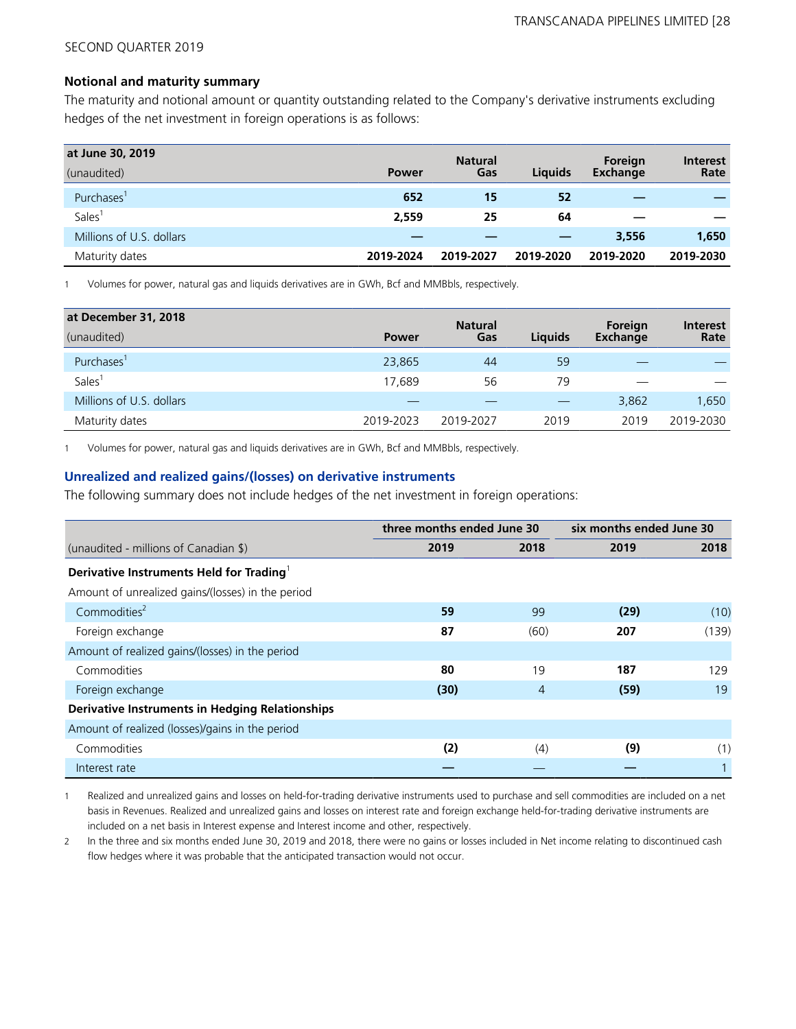SECOND QUARTER 2019

### Notional and maturity summary

The maturity and notional amount or quantity outstanding related to the Company's derivative instruments excluding hedges of the net investment in foreign operations is as follows:

| at June 30, 2019 (unaudited) | Power | Natural Gas | Liquids | Foreign Exchange | Interest Rate |
|---|---|---|---|---|---|
| Purchases[1] | **652** | **15** | **52** | **—** | **—** |
| Sales[1] | **2,559** | **25** | **64** | **—** | **—** |
| Millions of U.S. dollars | **—** | **—** | **—** | **3,556** | **1,650** |
| Maturity dates | **2019-2024** | **2019-2027** | **2019-2020** | **2019-2020** | **2019-2030** |

1 Volumes for power, natural gas and liquids derivatives are in GWh, Bcf and MMBbls, respectively.

| at December 31, 2018 (unaudited) | Power | Natural Gas | Liquids | Foreign Exchange | Interest Rate |
|---|---|---|---|---|---|
| Purchases[1] | 23,865 | 44 | 59 | — | — |
| Sales[1] | 17,689 | 56 | 79 | — | — |
| Millions of U.S. dollars | — | — | — | 3,862 | 1,650 |
| Maturity dates | 2019-2023 | 2019-2027 | 2019 | 2019 | 2019-2030 |

1 Volumes for power, natural gas and liquids derivatives are in GWh, Bcf and MMBbls, respectively.

### Unrealized and realized gains/(losses) on derivative instruments

The following summary does not include hedges of the net investment in foreign operations:

| | three months ended June 30 | | six months ended June 30 | |
|---|---|---|---|---|
| (unaudited - millions of Canadian $) | 2019 | 2018 | 2019 | 2018 |
| **Derivative Instruments Held for Trading**[1] | | | | |
| Amount of unrealized gains/(losses) in the period | | | | |
| Commodities[2] | **59** | 99 | **(29)** | (10) |
| Foreign exchange | **87** | (60) | **207** | (139) |
| Amount of realized gains/(losses) in the period | | | | |
| Commodities | **80** | 19 | **187** | 129 |
| Foreign exchange | **(30)** | 4 | **(59)** | 19 |
| **Derivative Instruments in Hedging Relationships** | | | | |
| Amount of realized (losses)/gains in the period | | | | |
| Commodities | **(2)** | (4) | **(9)** | (1) |
| Interest rate | **—** | — | **—** | 1 |

1 Realized and unrealized gains and losses on held-for-trading derivative instruments used to purchase and sell commodities are included on a net basis in Revenues. Realized and unrealized gains and losses on interest rate and foreign exchange held-for-trading derivative instruments are included on a net basis in Interest expense and Interest income and other, respectively.

2 In the three and six months ended June 30, 2019 and 2018, there were no gains or losses included in Net income relating to discontinued cash flow hedges where it was probable that the anticipated transaction would not occur.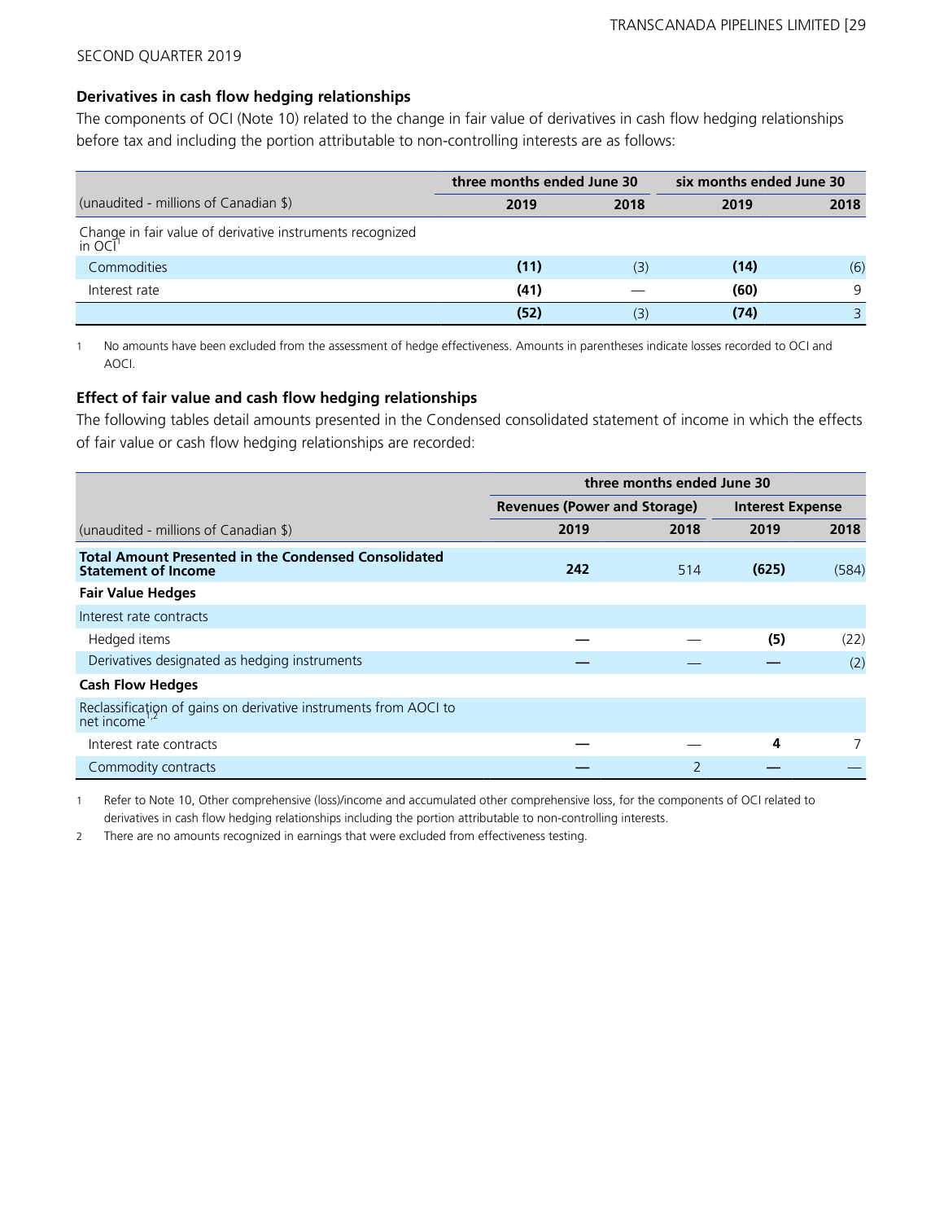SECOND QUARTER 2019

### Derivatives in cash flow hedging relationships

The components of OCI (Note 10) related to the change in fair value of derivatives in cash flow hedging relationships before tax and including the portion attributable to non-controlling interests are as follows:

| | three months ended June 30 | | six months ended June 30 | |
|---|---|---|---|---|
| (unaudited - millions of Canadian $) | **2019** | 2018 | **2019** | 2018 |
| Change in fair value of derivative instruments recognized in OCI[1] | | | | |
| Commodities | **(11)** | (3) | **(14)** | (6) |
| Interest rate | **(41)** | — | **(60)** | 9 |
| | **(52)** | (3) | **(74)** | 3 |

1 No amounts have been excluded from the assessment of hedge effectiveness. Amounts in parentheses indicate losses recorded to OCI and AOCI.

### Effect of fair value and cash flow hedging relationships

The following tables detail amounts presented in the Condensed consolidated statement of income in which the effects of fair value or cash flow hedging relationships are recorded:

| | three months ended June 30 | | | |
|---|---|---|---|---|
| | Revenues (Power and Storage) | | Interest Expense | |
| (unaudited - millions of Canadian $) | **2019** | 2018 | **2019** | 2018 |
| **Total Amount Presented in the Condensed Consolidated Statement of Income** | **242** | 514 | **(625)** | (584) |
| **Fair Value Hedges** | | | | |
| Interest rate contracts | | | | |
| Hedged items | **—** | — | **(5)** | (22) |
| Derivatives designated as hedging instruments | **—** | — | **—** | (2) |
| **Cash Flow Hedges** | | | | |
| Reclassification of gains on derivative instruments from AOCI to net income[1,2] | | | | |
| Interest rate contracts | **—** | — | **4** | 7 |
| Commodity contracts | **—** | 2 | **—** | — |

1 Refer to Note 10, Other comprehensive (loss)/income and accumulated other comprehensive loss, for the components of OCI related to derivatives in cash flow hedging relationships including the portion attributable to non-controlling interests.

2 There are no amounts recognized in earnings that were excluded from effectiveness testing.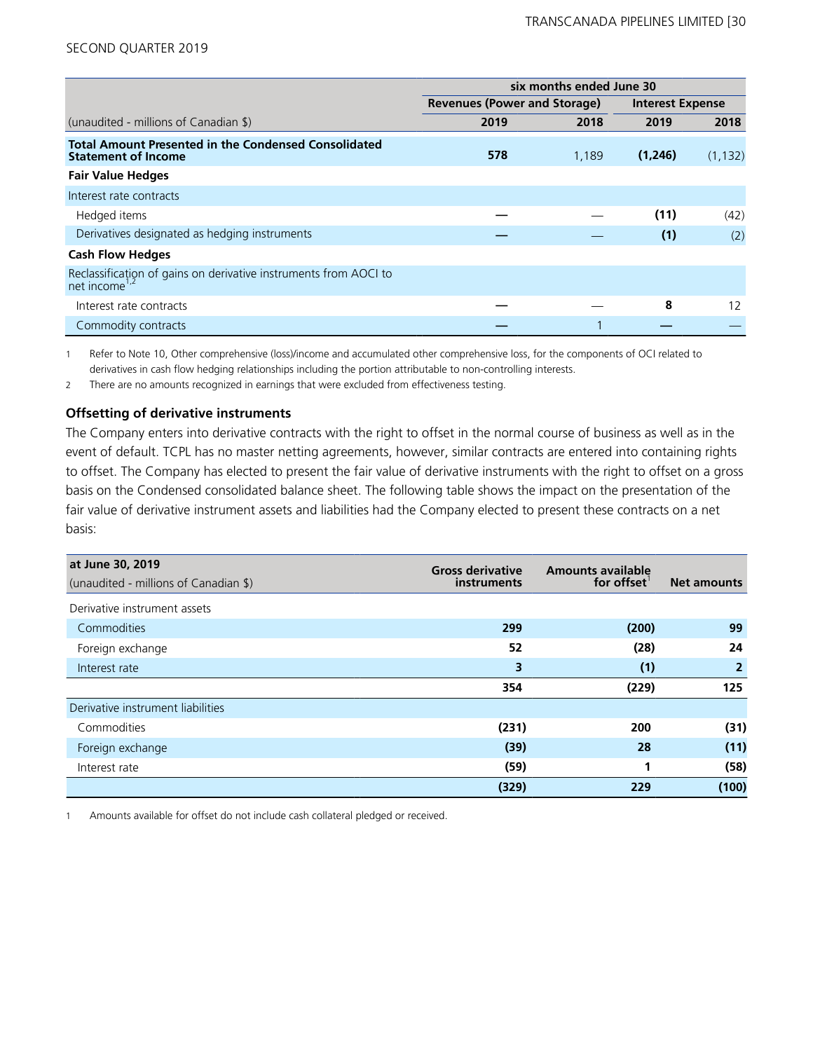| (unaudited - millions of Canadian $) | six months ended June 30 | | | |
|---|---|---|---|---|
| | Revenues (Power and Storage) | | Interest Expense | |
| | 2019 | 2018 | 2019 | 2018 |
| **Total Amount Presented in the Condensed Consolidated Statement of Income** | **578** | 1,189 | **(1,246)** | (1,132) |
| **Fair Value Hedges** | | | | |
| Interest rate contracts | | | | |
| Hedged items | **—** | — | **(11)** | (42) |
| Derivatives designated as hedging instruments | **—** | — | **(1)** | (2) |
| **Cash Flow Hedges** | | | | |
| Reclassification of gains on derivative instruments from AOCI to net income[1,2] | | | | |
| Interest rate contracts | **—** | — | **8** | 12 |
| Commodity contracts | **—** | 1 | **—** | — |

1 Refer to Note 10, Other comprehensive (loss)/income and accumulated other comprehensive loss, for the components of OCI related to derivatives in cash flow hedging relationships including the portion attributable to non-controlling interests.

2 There are no amounts recognized in earnings that were excluded from effectiveness testing.

### Offsetting of derivative instruments

The Company enters into derivative contracts with the right to offset in the normal course of business as well as in the event of default. TCPL has no master netting agreements, however, similar contracts are entered into containing rights to offset. The Company has elected to present the fair value of derivative instruments with the right to offset on a gross basis on the Condensed consolidated balance sheet. The following table shows the impact on the presentation of the fair value of derivative instrument assets and liabilities had the Company elected to present these contracts on a net basis:

| at June 30, 2019<br>(unaudited - millions of Canadian $) | Gross derivative instruments | Amounts available for offset[1] | Net amounts |
|---|---|---|---|
| Derivative instrument assets | | | |
| Commodities | **299** | **(200)** | **99** |
| Foreign exchange | **52** | **(28)** | **24** |
| Interest rate | **3** | **(1)** | **2** |
| | **354** | **(229)** | **125** |
| Derivative instrument liabilities | | | |
| Commodities | **(231)** | **200** | **(31)** |
| Foreign exchange | **(39)** | **28** | **(11)** |
| Interest rate | **(59)** | **1** | **(58)** |
| | **(329)** | **229** | **(100)** |

1 Amounts available for offset do not include cash collateral pledged or received.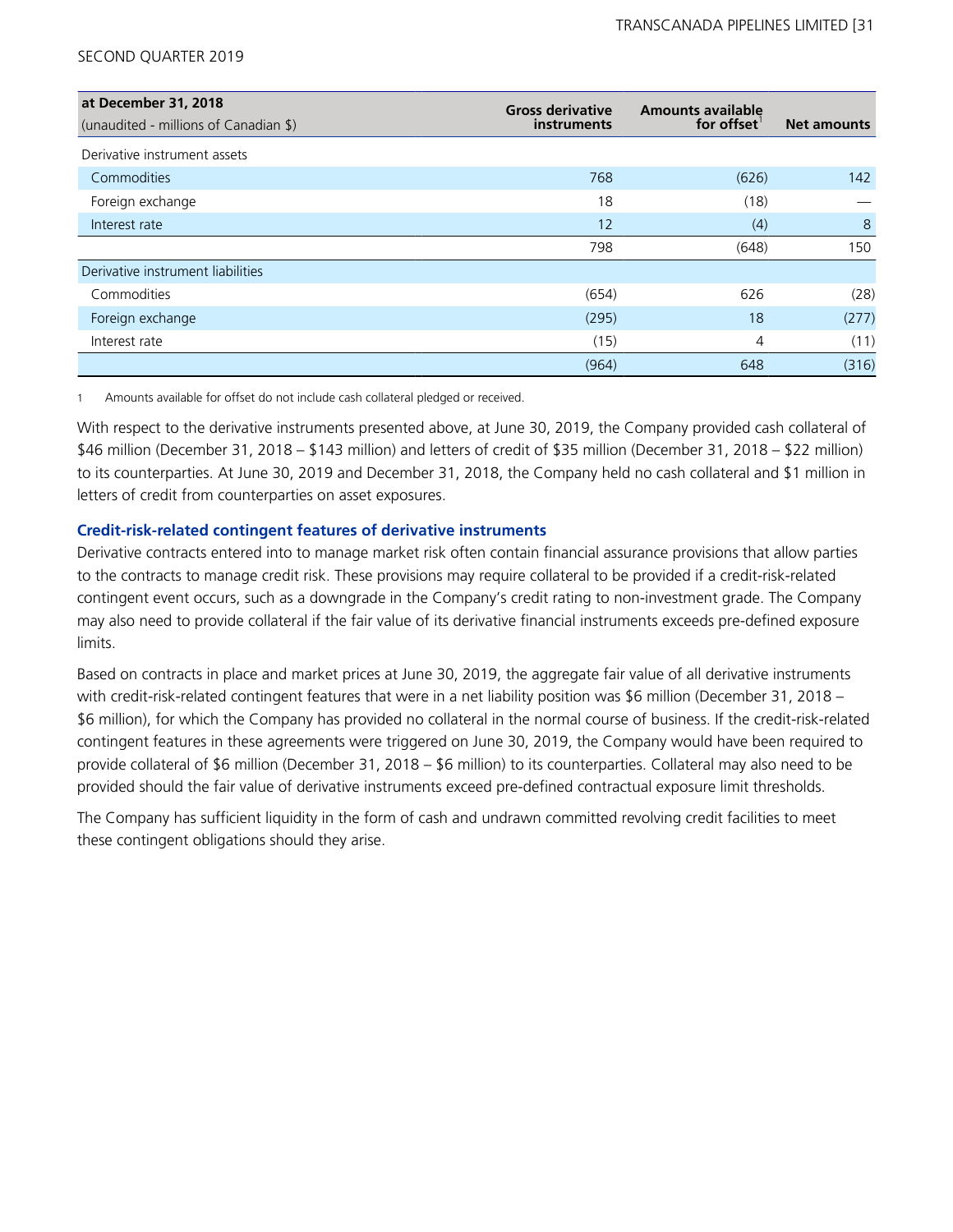| at December 31, 2018<br>(unaudited - millions of Canadian $) | Gross derivative instruments | Amounts available for offset[1] | Net amounts |
|---|---|---|---|
| Derivative instrument assets | | | |
| Commodities | 768 | (626) | 142 |
| Foreign exchange | 18 | (18) | — |
| Interest rate | 12 | (4) | 8 |
| | 798 | (648) | 150 |
| Derivative instrument liabilities | | | |
| Commodities | (654) | 626 | (28) |
| Foreign exchange | (295) | 18 | (277) |
| Interest rate | (15) | 4 | (11) |
| | (964) | 648 | (316) |

1 Amounts available for offset do not include cash collateral pledged or received.

With respect to the derivative instruments presented above, at June 30, 2019, the Company provided cash collateral of $46 million (December 31, 2018 – $143 million) and letters of credit of $35 million (December 31, 2018 – $22 million) to its counterparties. At June 30, 2019 and December 31, 2018, the Company held no cash collateral and $1 million in letters of credit from counterparties on asset exposures.

### Credit-risk-related contingent features of derivative instruments

Derivative contracts entered into to manage market risk often contain financial assurance provisions that allow parties to the contracts to manage credit risk. These provisions may require collateral to be provided if a credit-risk-related contingent event occurs, such as a downgrade in the Company's credit rating to non-investment grade. The Company may also need to provide collateral if the fair value of its derivative financial instruments exceeds pre-defined exposure limits.

Based on contracts in place and market prices at June 30, 2019, the aggregate fair value of all derivative instruments with credit-risk-related contingent features that were in a net liability position was $6 million (December 31, 2018 – $6 million), for which the Company has provided no collateral in the normal course of business. If the credit-risk-related contingent features in these agreements were triggered on June 30, 2019, the Company would have been required to provide collateral of $6 million (December 31, 2018 – $6 million) to its counterparties. Collateral may also need to be provided should the fair value of derivative instruments exceed pre-defined contractual exposure limit thresholds.

The Company has sufficient liquidity in the form of cash and undrawn committed revolving credit facilities to meet these contingent obligations should they arise.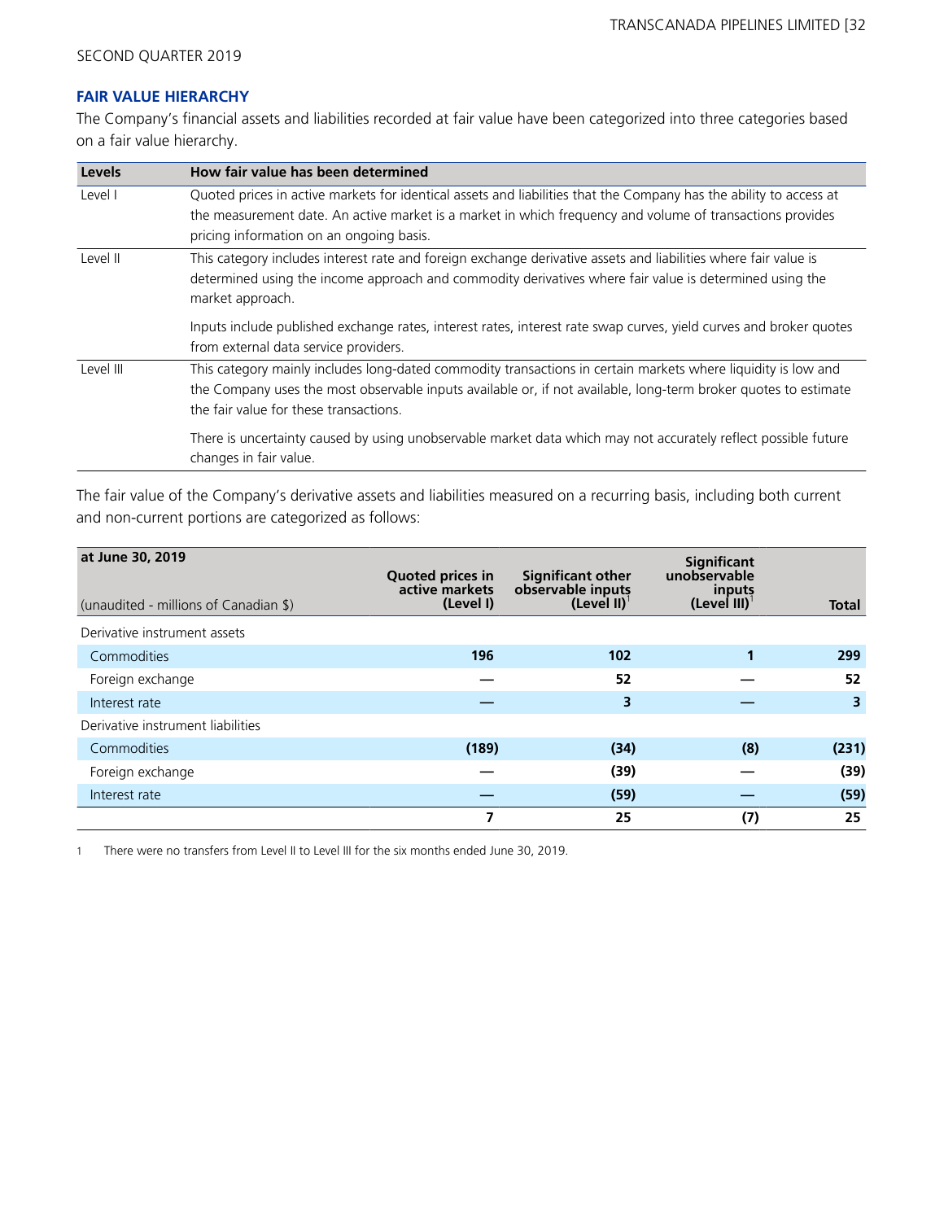## FAIR VALUE HIERARCHY

The Company's financial assets and liabilities recorded at fair value have been categorized into three categories based on a fair value hierarchy.

| Levels | How fair value has been determined |
|---|---|
| Level I | Quoted prices in active markets for identical assets and liabilities that the Company has the ability to access at the measurement date. An active market is a market in which frequency and volume of transactions provides pricing information on an ongoing basis. |
| Level II | This category includes interest rate and foreign exchange derivative assets and liabilities where fair value is determined using the income approach and commodity derivatives where fair value is determined using the market approach.<br><br>Inputs include published exchange rates, interest rates, interest rate swap curves, yield curves and broker quotes from external data service providers. |
| Level III | This category mainly includes long-dated commodity transactions in certain markets where liquidity is low and the Company uses the most observable inputs available or, if not available, long-term broker quotes to estimate the fair value for these transactions.<br><br>There is uncertainty caused by using unobservable market data which may not accurately reflect possible future changes in fair value. |

The fair value of the Company's derivative assets and liabilities measured on a recurring basis, including both current and non-current portions are categorized as follows:

| at June 30, 2019<br>(unaudited - millions of Canadian $) | Quoted prices in active markets (Level I) | Significant other observable inputs (Level II)[1] | Significant unobservable inputs (Level III)[1] | Total |
|---|---|---|---|---|
| Derivative instrument assets | | | | |
| Commodities | 196 | 102 | 1 | 299 |
| Foreign exchange | — | 52 | — | 52 |
| Interest rate | — | 3 | — | 3 |
| Derivative instrument liabilities | | | | |
| Commodities | (189) | (34) | (8) | (231) |
| Foreign exchange | — | (39) | — | (39) |
| Interest rate | — | (59) | — | (59) |
| | 7 | 25 | (7) | 25 |

1 There were no transfers from Level II to Level III for the six months ended June 30, 2019.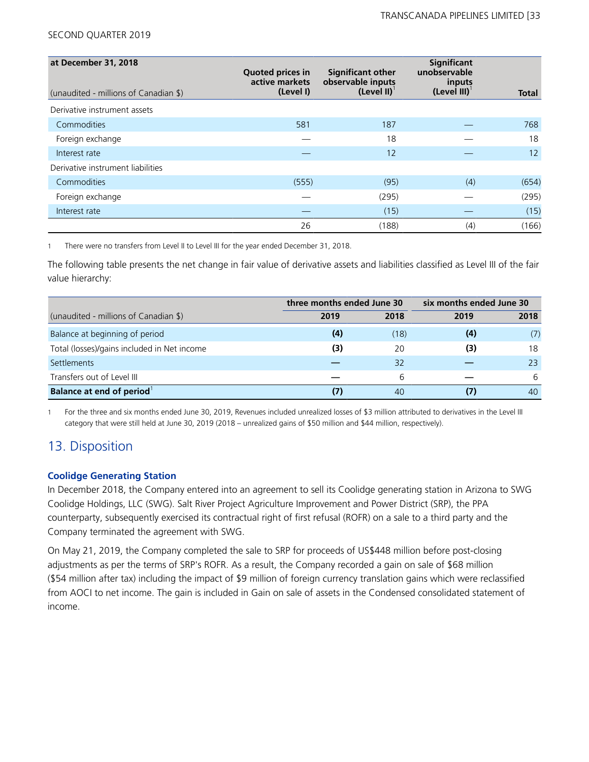SECOND QUARTER 2019

| at December 31, 2018<br>(unaudited - millions of Canadian $) | Quoted prices in active markets (Level I) | Significant other observable inputs (Level II)[1] | Significant unobservable inputs (Level III)[1] | Total |
|---|---|---|---|---|
| Derivative instrument assets | | | | |
| Commodities | 581 | 187 | — | 768 |
| Foreign exchange | — | 18 | — | 18 |
| Interest rate | — | 12 | — | 12 |
| Derivative instrument liabilities | | | | |
| Commodities | (555) | (95) | (4) | (654) |
| Foreign exchange | — | (295) | — | (295) |
| Interest rate | — | (15) | — | (15) |
| | 26 | (188) | (4) | (166) |

1 There were no transfers from Level II to Level III for the year ended December 31, 2018.

The following table presents the net change in fair value of derivative assets and liabilities classified as Level III of the fair value hierarchy:

| | three months ended June 30 | | six months ended June 30 | |
|---|---|---|---|---|
| (unaudited - millions of Canadian $) | 2019 | 2018 | 2019 | 2018 |
| Balance at beginning of period | **(4)** | (18) | **(4)** | (7) |
| Total (losses)/gains included in Net income | **(3)** | 20 | **(3)** | 18 |
| Settlements | **—** | 32 | **—** | 23 |
| Transfers out of Level III | **—** | 6 | **—** | 6 |
| **Balance at end of period**[1] | **(7)** | 40 | **(7)** | 40 |

1 For the three and six months ended June 30, 2019, Revenues included unrealized losses of $3 million attributed to derivatives in the Level III category that were still held at June 30, 2019 (2018 – unrealized gains of $50 million and $44 million, respectively).

## 13. Disposition

### Coolidge Generating Station

In December 2018, the Company entered into an agreement to sell its Coolidge generating station in Arizona to SWG Coolidge Holdings, LLC (SWG). Salt River Project Agriculture Improvement and Power District (SRP), the PPA counterparty, subsequently exercised its contractual right of first refusal (ROFR) on a sale to a third party and the Company terminated the agreement with SWG.

On May 21, 2019, the Company completed the sale to SRP for proceeds of US$448 million before post-closing adjustments as per the terms of SRP's ROFR. As a result, the Company recorded a gain on sale of $68 million ($54 million after tax) including the impact of $9 million of foreign currency translation gains which were reclassified from AOCI to net income. The gain is included in Gain on sale of assets in the Condensed consolidated statement of income.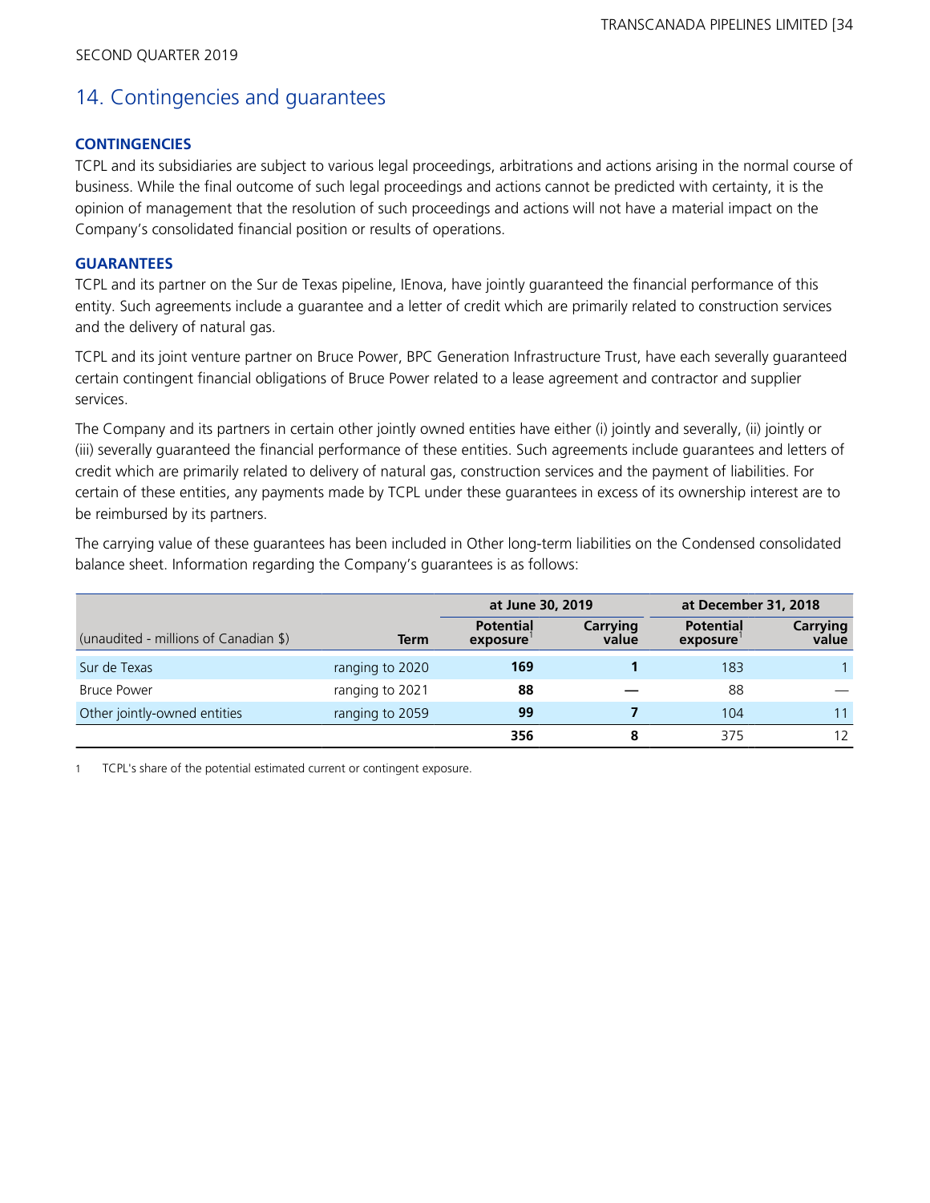SECOND QUARTER 2019

## 14. Contingencies and guarantees

### CONTINGENCIES

TCPL and its subsidiaries are subject to various legal proceedings, arbitrations and actions arising in the normal course of business. While the final outcome of such legal proceedings and actions cannot be predicted with certainty, it is the opinion of management that the resolution of such proceedings and actions will not have a material impact on the Company's consolidated financial position or results of operations.

### GUARANTEES

TCPL and its partner on the Sur de Texas pipeline, IEnova, have jointly guaranteed the financial performance of this entity. Such agreements include a guarantee and a letter of credit which are primarily related to construction services and the delivery of natural gas.

TCPL and its joint venture partner on Bruce Power, BPC Generation Infrastructure Trust, have each severally guaranteed certain contingent financial obligations of Bruce Power related to a lease agreement and contractor and supplier services.

The Company and its partners in certain other jointly owned entities have either (i) jointly and severally, (ii) jointly or (iii) severally guaranteed the financial performance of these entities. Such agreements include guarantees and letters of credit which are primarily related to delivery of natural gas, construction services and the payment of liabilities. For certain of these entities, any payments made by TCPL under these guarantees in excess of its ownership interest are to be reimbursed by its partners.

The carrying value of these guarantees has been included in Other long-term liabilities on the Condensed consolidated balance sheet. Information regarding the Company's guarantees is as follows:

| | | at June 30, 2019 | | at December 31, 2018 | |
|---|---|---|---|---|---|
| (unaudited - millions of Canadian $) | Term | Potential exposure[1] | Carrying value | Potential exposure[1] | Carrying value |
| Sur de Texas | ranging to 2020 | **169** | **1** | 183 | 1 |
| Bruce Power | ranging to 2021 | **88** | **—** | 88 | — |
| Other jointly-owned entities | ranging to 2059 | **99** | **7** | 104 | 11 |
| | | **356** | **8** | 375 | 12 |

1 TCPL's share of the potential estimated current or contingent exposure.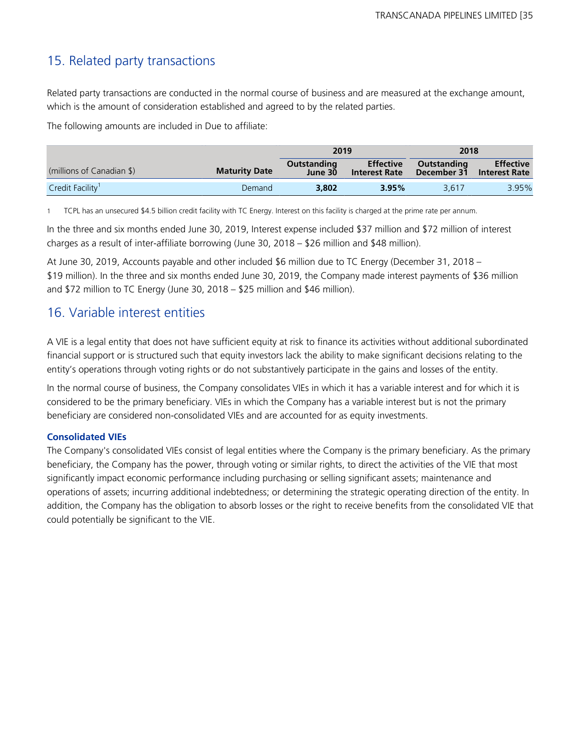## 15. Related party transactions

Related party transactions are conducted in the normal course of business and are measured at the exchange amount, which is the amount of consideration established and agreed to by the related parties.

The following amounts are included in Due to affiliate:

| | | 2019 | | 2018 | |
|---|---|---|---|---|---|
| (millions of Canadian $) | **Maturity Date** | **Outstanding June 30** | **Effective Interest Rate** | **Outstanding December 31** | **Effective Interest Rate** |
| Credit Facility[1] | Demand | **3,802** | **3.95%** | 3,617 | 3.95% |

1 TCPL has an unsecured $4.5 billion credit facility with TC Energy. Interest on this facility is charged at the prime rate per annum.

In the three and six months ended June 30, 2019, Interest expense included $37 million and $72 million of interest charges as a result of inter-affiliate borrowing (June 30, 2018 – $26 million and $48 million).

At June 30, 2019, Accounts payable and other included $6 million due to TC Energy (December 31, 2018 – $19 million). In the three and six months ended June 30, 2019, the Company made interest payments of $36 million and $72 million to TC Energy (June 30, 2018 – $25 million and $46 million).

## 16. Variable interest entities

A VIE is a legal entity that does not have sufficient equity at risk to finance its activities without additional subordinated financial support or is structured such that equity investors lack the ability to make significant decisions relating to the entity's operations through voting rights or do not substantively participate in the gains and losses of the entity.

In the normal course of business, the Company consolidates VIEs in which it has a variable interest and for which it is considered to be the primary beneficiary. VIEs in which the Company has a variable interest but is not the primary beneficiary are considered non-consolidated VIEs and are accounted for as equity investments.

### Consolidated VIEs

The Company's consolidated VIEs consist of legal entities where the Company is the primary beneficiary. As the primary beneficiary, the Company has the power, through voting or similar rights, to direct the activities of the VIE that most significantly impact economic performance including purchasing or selling significant assets; maintenance and operations of assets; incurring additional indebtedness; or determining the strategic operating direction of the entity. In addition, the Company has the obligation to absorb losses or the right to receive benefits from the consolidated VIE that could potentially be significant to the VIE.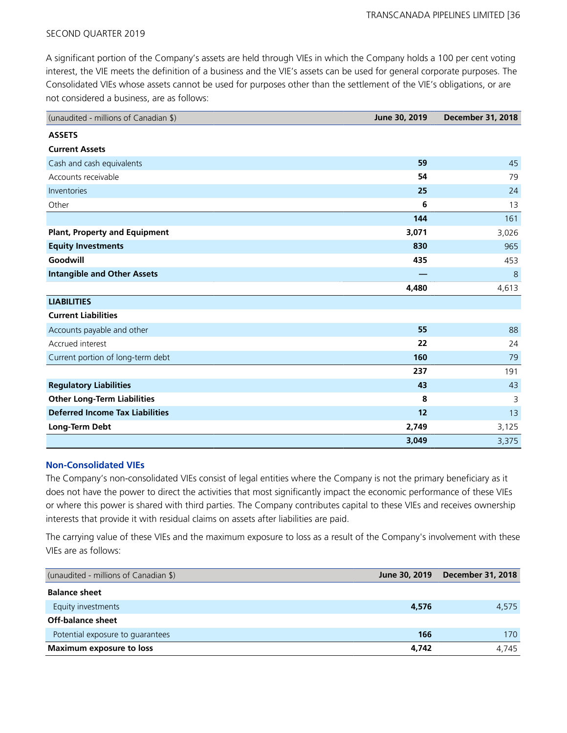SECOND QUARTER 2019

A significant portion of the Company's assets are held through VIEs in which the Company holds a 100 per cent voting interest, the VIE meets the definition of a business and the VIE's assets can be used for general corporate purposes. The Consolidated VIEs whose assets cannot be used for purposes other than the settlement of the VIE's obligations, or are not considered a business, are as follows:

| (unaudited - millions of Canadian $) | June 30, 2019 | December 31, 2018 |
|---|---|---|
| **ASSETS** | | |
| **Current Assets** | | |
| Cash and cash equivalents | **59** | 45 |
| Accounts receivable | **54** | 79 |
| Inventories | **25** | 24 |
| Other | **6** | 13 |
| | **144** | 161 |
| **Plant, Property and Equipment** | **3,071** | 3,026 |
| **Equity Investments** | **830** | 965 |
| **Goodwill** | **435** | 453 |
| **Intangible and Other Assets** | **—** | 8 |
| | **4,480** | 4,613 |
| **LIABILITIES** | | |
| **Current Liabilities** | | |
| Accounts payable and other | **55** | 88 |
| Accrued interest | **22** | 24 |
| Current portion of long-term debt | **160** | 79 |
| | **237** | 191 |
| **Regulatory Liabilities** | **43** | 43 |
| **Other Long-Term Liabilities** | **8** | 3 |
| **Deferred Income Tax Liabilities** | **12** | 13 |
| **Long-Term Debt** | **2,749** | 3,125 |
| | **3,049** | 3,375 |

### Non-Consolidated VIEs

The Company's non-consolidated VIEs consist of legal entities where the Company is not the primary beneficiary as it does not have the power to direct the activities that most significantly impact the economic performance of these VIEs or where this power is shared with third parties. The Company contributes capital to these VIEs and receives ownership interests that provide it with residual claims on assets after liabilities are paid.

The carrying value of these VIEs and the maximum exposure to loss as a result of the Company's involvement with these VIEs are as follows:

| (unaudited - millions of Canadian $) | June 30, 2019 | December 31, 2018 |
|---|---|---|
| **Balance sheet** | | |
| Equity investments | **4,576** | 4,575 |
| **Off-balance sheet** | | |
| Potential exposure to guarantees | **166** | 170 |
| **Maximum exposure to loss** | **4,742** | 4,745 |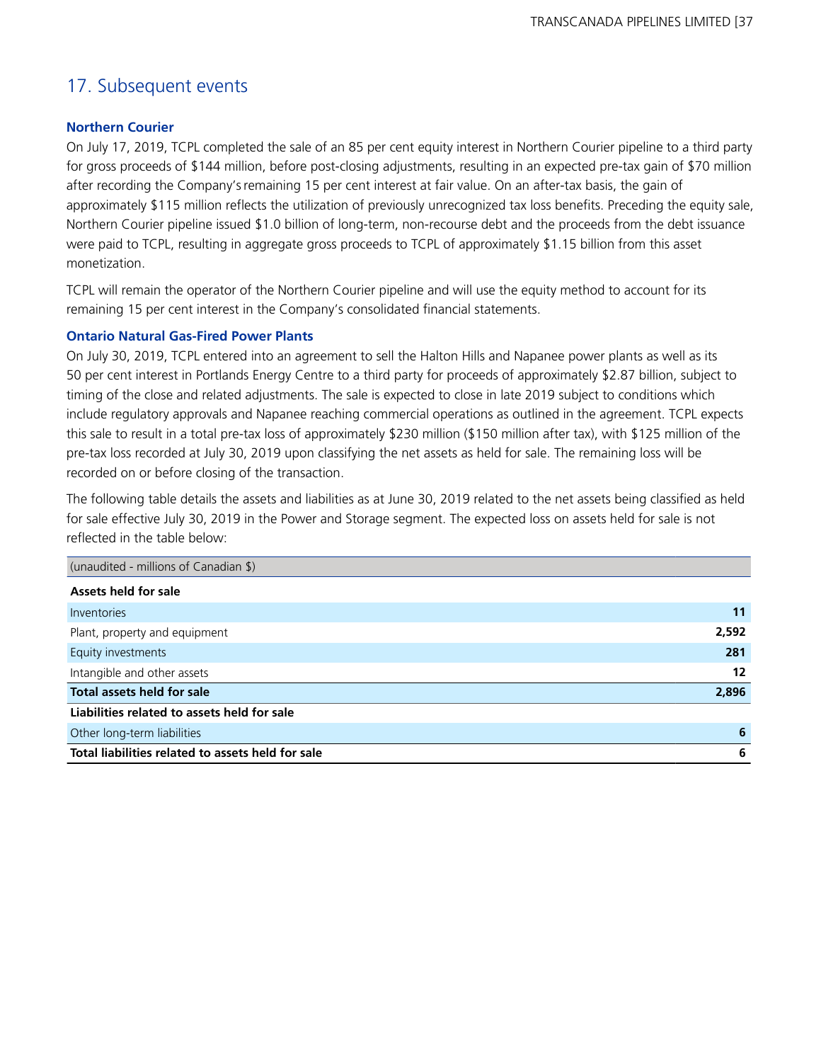## 17. Subsequent events

### Northern Courier

On July 17, 2019, TCPL completed the sale of an 85 per cent equity interest in Northern Courier pipeline to a third party for gross proceeds of $144 million, before post-closing adjustments, resulting in an expected pre-tax gain of $70 million after recording the Company's remaining 15 per cent interest at fair value. On an after-tax basis, the gain of approximately $115 million reflects the utilization of previously unrecognized tax loss benefits. Preceding the equity sale, Northern Courier pipeline issued $1.0 billion of long-term, non-recourse debt and the proceeds from the debt issuance were paid to TCPL, resulting in aggregate gross proceeds to TCPL of approximately $1.15 billion from this asset monetization.

TCPL will remain the operator of the Northern Courier pipeline and will use the equity method to account for its remaining 15 per cent interest in the Company's consolidated financial statements.

### Ontario Natural Gas-Fired Power Plants

On July 30, 2019, TCPL entered into an agreement to sell the Halton Hills and Napanee power plants as well as its 50 per cent interest in Portlands Energy Centre to a third party for proceeds of approximately $2.87 billion, subject to timing of the close and related adjustments. The sale is expected to close in late 2019 subject to conditions which include regulatory approvals and Napanee reaching commercial operations as outlined in the agreement. TCPL expects this sale to result in a total pre-tax loss of approximately $230 million ($150 million after tax), with $125 million of the pre-tax loss recorded at July 30, 2019 upon classifying the net assets as held for sale. The remaining loss will be recorded on or before closing of the transaction.

The following table details the assets and liabilities as at June 30, 2019 related to the net assets being classified as held for sale effective July 30, 2019 in the Power and Storage segment. The expected loss on assets held for sale is not reflected in the table below:

| (unaudited - millions of Canadian $) | |
|---|---|
| **Assets held for sale** | |
| Inventories | **11** |
| Plant, property and equipment | **2,592** |
| Equity investments | **281** |
| Intangible and other assets | **12** |
| **Total assets held for sale** | **2,896** |
| **Liabilities related to assets held for sale** | |
| Other long-term liabilities | **6** |
| **Total liabilities related to assets held for sale** | **6** |